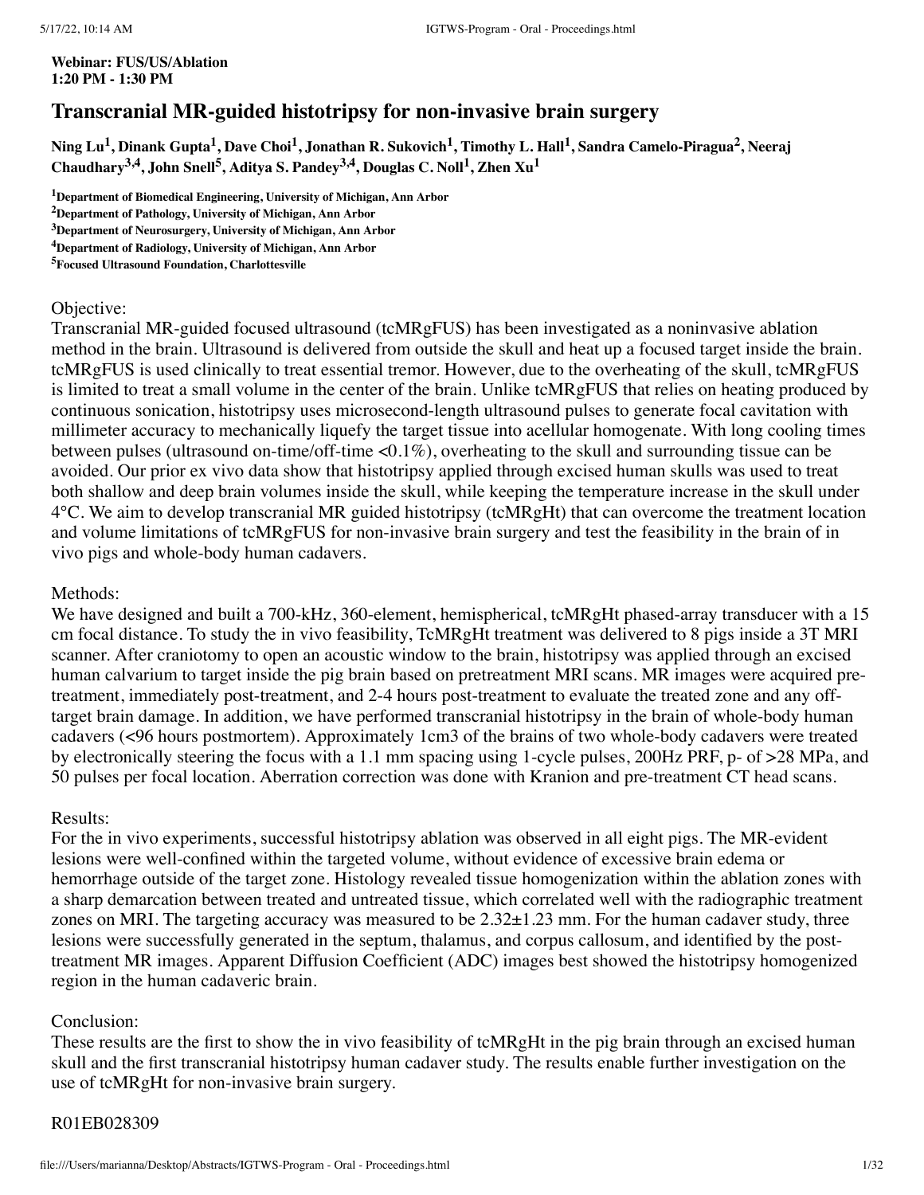**Webinar: FUS/US/Ablation**
**1:20 PM - 1:30 PM**

# Transcranial MR-guided histotripsy for non-invasive brain surgery

**Ning Lu[1], Dinank Gupta[1], Dave Choi[1], Jonathan R. Sukovich[1], Timothy L. Hall[1], Sandra Camelo-Piragua[2], Neeraj Chaudhary[3,4], John Snell[5], Aditya S. Pandey[3,4], Douglas C. Noll[1], Zhen Xu[1]**

[1]**Department of Biomedical Engineering, University of Michigan, Ann Arbor**
[2]**Department of Pathology, University of Michigan, Ann Arbor**
[3]**Department of Neurosurgery, University of Michigan, Ann Arbor**
[4]**Department of Radiology, University of Michigan, Ann Arbor**
[5]**Focused Ultrasound Foundation, Charlottesville**

Objective:
Transcranial MR-guided focused ultrasound (tcMRgFUS) has been investigated as a noninvasive ablation method in the brain. Ultrasound is delivered from outside the skull and heat up a focused target inside the brain. tcMRgFUS is used clinically to treat essential tremor. However, due to the overheating of the skull, tcMRgFUS is limited to treat a small volume in the center of the brain. Unlike tcMRgFUS that relies on heating produced by continuous sonication, histotripsy uses microsecond-length ultrasound pulses to generate focal cavitation with millimeter accuracy to mechanically liquefy the target tissue into acellular homogenate. With long cooling times between pulses (ultrasound on-time/off-time <0.1%), overheating to the skull and surrounding tissue can be avoided. Our prior ex vivo data show that histotripsy applied through excised human skulls was used to treat both shallow and deep brain volumes inside the skull, while keeping the temperature increase in the skull under 4°C. We aim to develop transcranial MR guided histotripsy (tcMRgHt) that can overcome the treatment location and volume limitations of tcMRgFUS for non-invasive brain surgery and test the feasibility in the brain of in vivo pigs and whole-body human cadavers.

Methods:
We have designed and built a 700-kHz, 360-element, hemispherical, tcMRgHt phased-array transducer with a 15 cm focal distance. To study the in vivo feasibility, TcMRgHt treatment was delivered to 8 pigs inside a 3T MRI scanner. After craniotomy to open an acoustic window to the brain, histotripsy was applied through an excised human calvarium to target inside the pig brain based on pretreatment MRI scans. MR images were acquired pre-treatment, immediately post-treatment, and 2-4 hours post-treatment to evaluate the treated zone and any off-target brain damage. In addition, we have performed transcranial histotripsy in the brain of whole-body human cadavers (<96 hours postmortem). Approximately 1cm3 of the brains of two whole-body cadavers were treated by electronically steering the focus with a 1.1 mm spacing using 1-cycle pulses, 200Hz PRF, p- of >28 MPa, and 50 pulses per focal location. Aberration correction was done with Kranion and pre-treatment CT head scans.

Results:
For the in vivo experiments, successful histotripsy ablation was observed in all eight pigs. The MR-evident lesions were well-confined within the targeted volume, without evidence of excessive brain edema or hemorrhage outside of the target zone. Histology revealed tissue homogenization within the ablation zones with a sharp demarcation between treated and untreated tissue, which correlated well with the radiographic treatment zones on MRI. The targeting accuracy was measured to be 2.32±1.23 mm. For the human cadaver study, three lesions were successfully generated in the septum, thalamus, and corpus callosum, and identified by the post-treatment MR images. Apparent Diffusion Coefficient (ADC) images best showed the histotripsy homogenized region in the human cadaveric brain.

Conclusion:
These results are the first to show the in vivo feasibility of tcMRgHt in the pig brain through an excised human skull and the first transcranial histotripsy human cadaver study. The results enable further investigation on the use of tcMRgHt for non-invasive brain surgery.

R01EB028309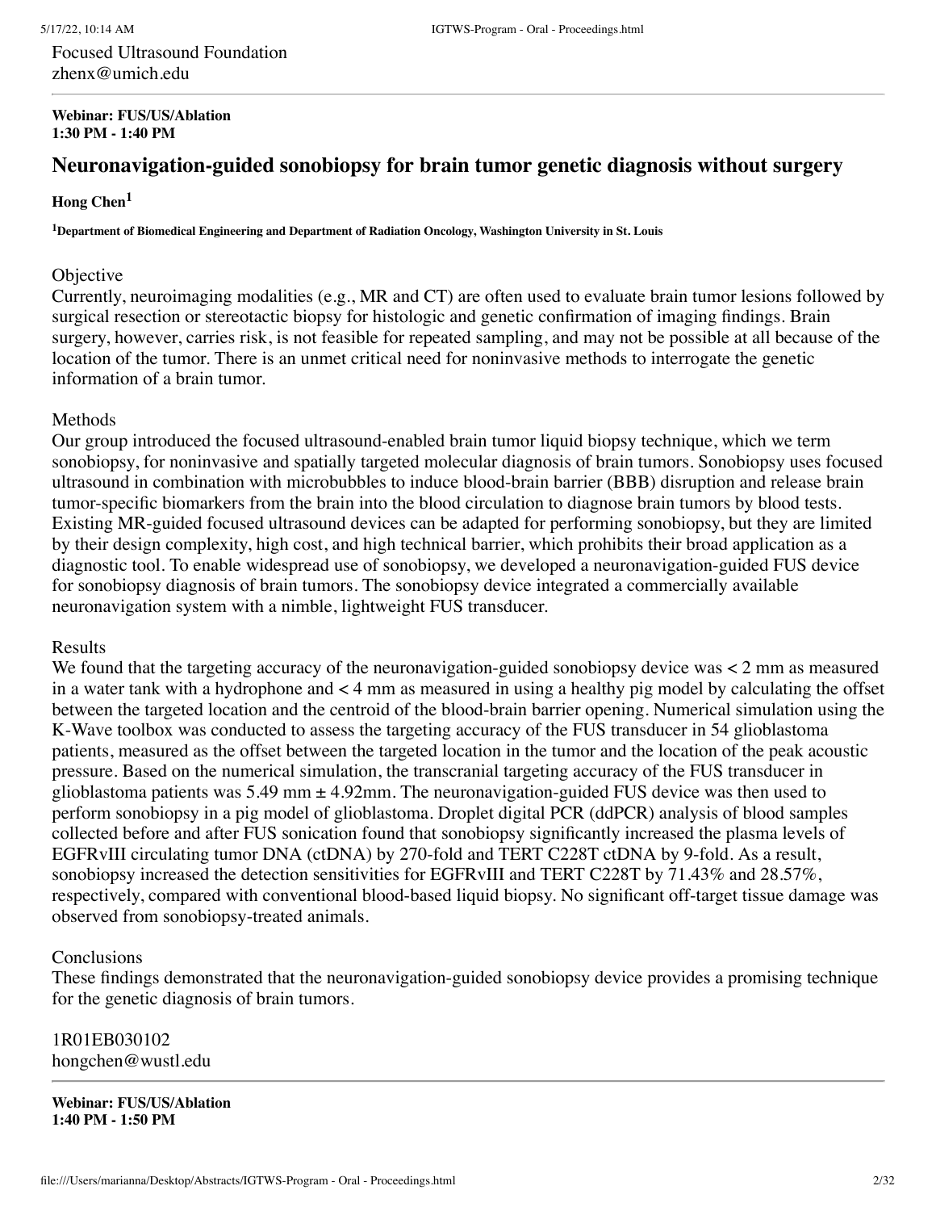Focused Ultrasound Foundation
zhenx@umich.edu

**Webinar: FUS/US/Ablation**
**1:30 PM - 1:40 PM**

## Neuronavigation-guided sonobiopsy for brain tumor genetic diagnosis without surgery

**Hong Chen[1]**

**[1]Department of Biomedical Engineering and Department of Radiation Oncology, Washington University in St. Louis**

Objective
Currently, neuroimaging modalities (e.g., MR and CT) are often used to evaluate brain tumor lesions followed by surgical resection or stereotactic biopsy for histologic and genetic confirmation of imaging findings. Brain surgery, however, carries risk, is not feasible for repeated sampling, and may not be possible at all because of the location of the tumor. There is an unmet critical need for noninvasive methods to interrogate the genetic information of a brain tumor.

Methods
Our group introduced the focused ultrasound-enabled brain tumor liquid biopsy technique, which we term sonobiopsy, for noninvasive and spatially targeted molecular diagnosis of brain tumors. Sonobiopsy uses focused ultrasound in combination with microbubbles to induce blood-brain barrier (BBB) disruption and release brain tumor-specific biomarkers from the brain into the blood circulation to diagnose brain tumors by blood tests. Existing MR-guided focused ultrasound devices can be adapted for performing sonobiopsy, but they are limited by their design complexity, high cost, and high technical barrier, which prohibits their broad application as a diagnostic tool. To enable widespread use of sonobiopsy, we developed a neuronavigation-guided FUS device for sonobiopsy diagnosis of brain tumors. The sonobiopsy device integrated a commercially available neuronavigation system with a nimble, lightweight FUS transducer.

Results
We found that the targeting accuracy of the neuronavigation-guided sonobiopsy device was < 2 mm as measured in a water tank with a hydrophone and < 4 mm as measured in using a healthy pig model by calculating the offset between the targeted location and the centroid of the blood-brain barrier opening. Numerical simulation using the K-Wave toolbox was conducted to assess the targeting accuracy of the FUS transducer in 54 glioblastoma patients, measured as the offset between the targeted location in the tumor and the location of the peak acoustic pressure. Based on the numerical simulation, the transcranial targeting accuracy of the FUS transducer in glioblastoma patients was 5.49 mm ± 4.92mm. The neuronavigation-guided FUS device was then used to perform sonobiopsy in a pig model of glioblastoma. Droplet digital PCR (ddPCR) analysis of blood samples collected before and after FUS sonication found that sonobiopsy significantly increased the plasma levels of EGFRvIII circulating tumor DNA (ctDNA) by 270-fold and TERT C228T ctDNA by 9-fold. As a result, sonobiopsy increased the detection sensitivities for EGFRvIII and TERT C228T by 71.43% and 28.57%, respectively, compared with conventional blood-based liquid biopsy. No significant off-target tissue damage was observed from sonobiopsy-treated animals.

Conclusions
These findings demonstrated that the neuronavigation-guided sonobiopsy device provides a promising technique for the genetic diagnosis of brain tumors.

1R01EB030102
hongchen@wustl.edu

**Webinar: FUS/US/Ablation**
**1:40 PM - 1:50 PM**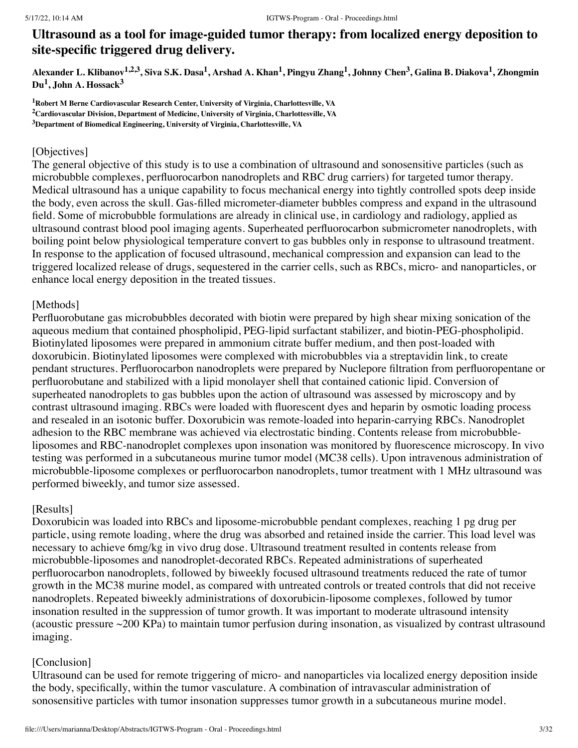# Ultrasound as a tool for image-guided tumor therapy: from localized energy deposition to site-specific triggered drug delivery.

**Alexander L. Klibanov[1,2,3], Siva S.K. Dasa[1], Arshad A. Khan[1], Pingyu Zhang[1], Johnny Chen[3], Galina B. Diakova[1], Zhongmin Du[1], John A. Hossack[3]**

[1]**Robert M Berne Cardiovascular Research Center, University of Virginia, Charlottesville, VA**
[2]**Cardiovascular Division, Department of Medicine, University of Virginia, Charlottesville, VA**
[3]**Department of Biomedical Engineering, University of Virginia, Charlottesville, VA**

[Objectives]
The general objective of this study is to use a combination of ultrasound and sonosensitive particles (such as microbubble complexes, perfluorocarbon nanodroplets and RBC drug carriers) for targeted tumor therapy. Medical ultrasound has a unique capability to focus mechanical energy into tightly controlled spots deep inside the body, even across the skull. Gas-filled micrometer-diameter bubbles compress and expand in the ultrasound field. Some of microbubble formulations are already in clinical use, in cardiology and radiology, applied as ultrasound contrast blood pool imaging agents. Superheated perfluorocarbon submicrometer nanodroplets, with boiling point below physiological temperature convert to gas bubbles only in response to ultrasound treatment. In response to the application of focused ultrasound, mechanical compression and expansion can lead to the triggered localized release of drugs, sequestered in the carrier cells, such as RBCs, micro- and nanoparticles, or enhance local energy deposition in the treated tissues.

[Methods]
Perfluorobutane gas microbubbles decorated with biotin were prepared by high shear mixing sonication of the aqueous medium that contained phospholipid, PEG-lipid surfactant stabilizer, and biotin-PEG-phospholipid. Biotinylated liposomes were prepared in ammonium citrate buffer medium, and then post-loaded with doxorubicin. Biotinylated liposomes were complexed with microbubbles via a streptavidin link, to create pendant structures. Perfluorocarbon nanodroplets were prepared by Nuclepore filtration from perfluoropentane or perfluorobutane and stabilized with a lipid monolayer shell that contained cationic lipid. Conversion of superheated nanodroplets to gas bubbles upon the action of ultrasound was assessed by microscopy and by contrast ultrasound imaging. RBCs were loaded with fluorescent dyes and heparin by osmotic loading process and resealed in an isotonic buffer. Doxorubicin was remote-loaded into heparin-carrying RBCs. Nanodroplet adhesion to the RBC membrane was achieved via electrostatic binding. Contents release from microbubble-liposomes and RBC-nanodroplet complexes upon insonation was monitored by fluorescence microscopy. In vivo testing was performed in a subcutaneous murine tumor model (MC38 cells). Upon intravenous administration of microbubble-liposome complexes or perfluorocarbon nanodroplets, tumor treatment with 1 MHz ultrasound was performed biweekly, and tumor size assessed.

[Results]
Doxorubicin was loaded into RBCs and liposome-microbubble pendant complexes, reaching 1 pg drug per particle, using remote loading, where the drug was absorbed and retained inside the carrier. This load level was necessary to achieve 6mg/kg in vivo drug dose. Ultrasound treatment resulted in contents release from microbubble-liposomes and nanodroplet-decorated RBCs. Repeated administrations of superheated perfluorocarbon nanodroplets, followed by biweekly focused ultrasound treatments reduced the rate of tumor growth in the MC38 murine model, as compared with untreated controls or treated controls that did not receive nanodroplets. Repeated biweekly administrations of doxorubicin-liposome complexes, followed by tumor insonation resulted in the suppression of tumor growth. It was important to moderate ultrasound intensity (acoustic pressure ~200 KPa) to maintain tumor perfusion during insonation, as visualized by contrast ultrasound imaging.

[Conclusion]
Ultrasound can be used for remote triggering of micro- and nanoparticles via localized energy deposition inside the body, specifically, within the tumor vasculature. A combination of intravascular administration of sonosensitive particles with tumor insonation suppresses tumor growth in a subcutaneous murine model.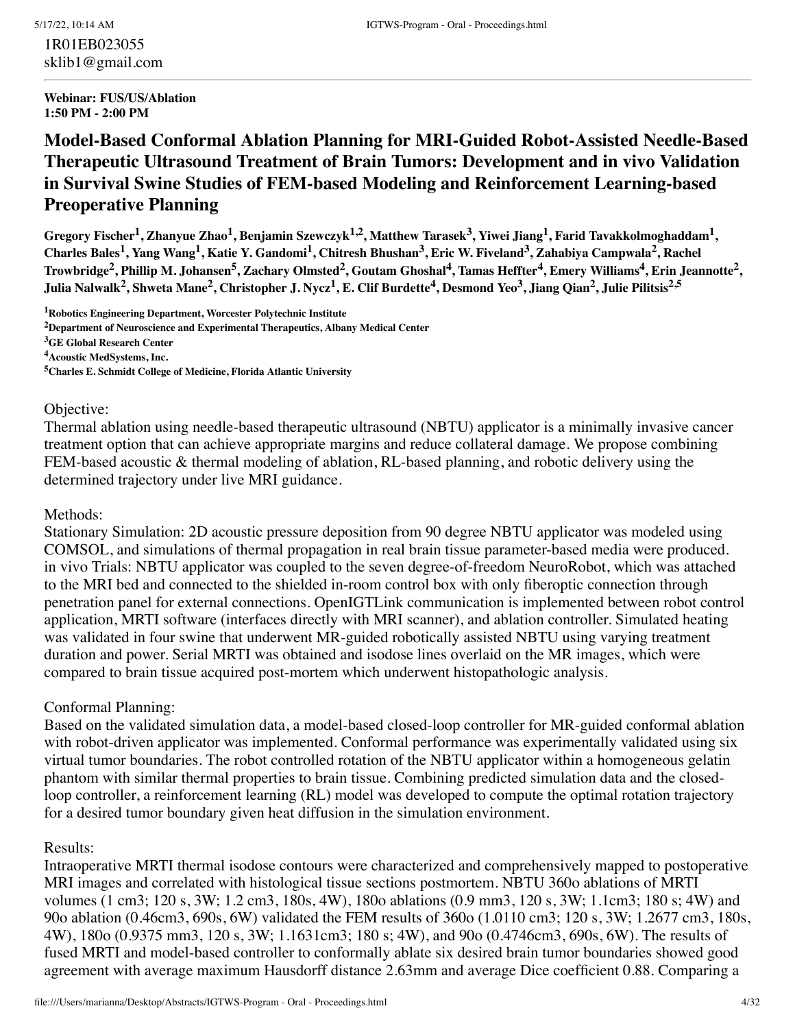1R01EB023055
sklib1@gmail.com

---

**Webinar: FUS/US/Ablation**
**1:50 PM - 2:00 PM**

## Model-Based Conformal Ablation Planning for MRI-Guided Robot-Assisted Needle-Based Therapeutic Ultrasound Treatment of Brain Tumors: Development and in vivo Validation in Survival Swine Studies of FEM-based Modeling and Reinforcement Learning-based Preoperative Planning

**Gregory Fischer[1], Zhanyue Zhao[1], Benjamin Szewczyk[1,2], Matthew Tarasek[3], Yiwei Jiang[1], Farid Tavakkolmoghaddam[1], Charles Bales[1], Yang Wang[1], Katie Y. Gandomi[1], Chitresh Bhushan[3], Eric W. Fiveland[3], Zahabiya Campwala[2], Rachel Trowbridge[2], Phillip M. Johansen[5], Zachary Olmsted[2], Goutam Ghoshal[4], Tamas Heffter[4], Emery Williams[4], Erin Jeannotte[2], Julia Nalwalk[2], Shweta Mane[2], Christopher J. Nycz[1], E. Clif Burdette[4], Desmond Yeo[3], Jiang Qian[2], Julie Pilitsis[2,5]**

[1]**Robotics Engineering Department, Worcester Polytechnic Institute**
[2]**Department of Neuroscience and Experimental Therapeutics, Albany Medical Center**
[3]**GE Global Research Center**
[4]**Acoustic MedSystems, Inc.**
[5]**Charles E. Schmidt College of Medicine, Florida Atlantic University**

Objective:
Thermal ablation using needle-based therapeutic ultrasound (NBTU) applicator is a minimally invasive cancer treatment option that can achieve appropriate margins and reduce collateral damage. We propose combining FEM-based acoustic & thermal modeling of ablation, RL-based planning, and robotic delivery using the determined trajectory under live MRI guidance.

Methods:
Stationary Simulation: 2D acoustic pressure deposition from 90 degree NBTU applicator was modeled using COMSOL, and simulations of thermal propagation in real brain tissue parameter-based media were produced. in vivo Trials: NBTU applicator was coupled to the seven degree-of-freedom NeuroRobot, which was attached to the MRI bed and connected to the shielded in-room control box with only fiberoptic connection through penetration panel for external connections. OpenIGTLink communication is implemented between robot control application, MRTI software (interfaces directly with MRI scanner), and ablation controller. Simulated heating was validated in four swine that underwent MR-guided robotically assisted NBTU using varying treatment duration and power. Serial MRTI was obtained and isodose lines overlaid on the MR images, which were compared to brain tissue acquired post-mortem which underwent histopathologic analysis.

Conformal Planning:
Based on the validated simulation data, a model-based closed-loop controller for MR-guided conformal ablation with robot-driven applicator was implemented. Conformal performance was experimentally validated using six virtual tumor boundaries. The robot controlled rotation of the NBTU applicator within a homogeneous gelatin phantom with similar thermal properties to brain tissue. Combining predicted simulation data and the closed-loop controller, a reinforcement learning (RL) model was developed to compute the optimal rotation trajectory for a desired tumor boundary given heat diffusion in the simulation environment.

Results:
Intraoperative MRTI thermal isodose contours were characterized and comprehensively mapped to postoperative MRI images and correlated with histological tissue sections postmortem. NBTU 360o ablations of MRTI volumes (1 cm3; 120 s, 3W; 1.2 cm3, 180s, 4W), 180o ablations (0.9 mm3, 120 s, 3W; 1.1cm3; 180 s; 4W) and 90o ablation (0.46cm3, 690s, 6W) validated the FEM results of 360o (1.0110 cm3; 120 s, 3W; 1.2677 cm3, 180s, 4W), 180o (0.9375 mm3, 120 s, 3W; 1.1631cm3; 180 s; 4W), and 90o (0.4746cm3, 690s, 6W). The results of fused MRTI and model-based controller to conformally ablate six desired brain tumor boundaries showed good agreement with average maximum Hausdorff distance 2.63mm and average Dice coefficient 0.88. Comparing a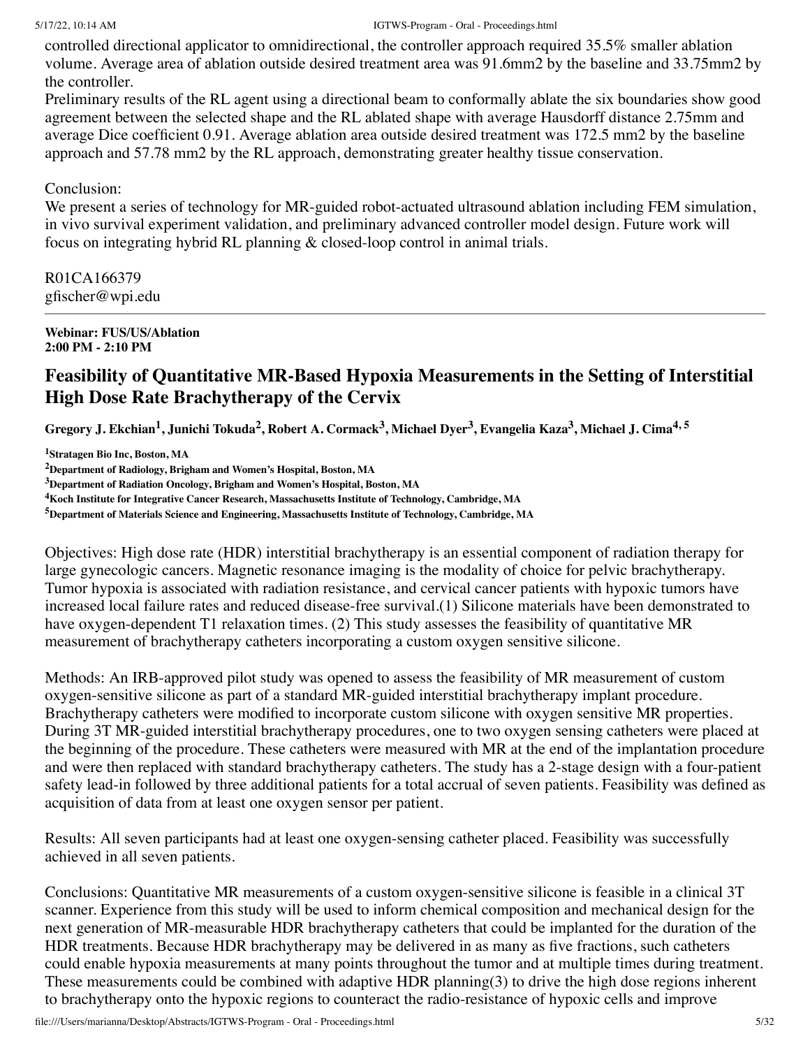controlled directional applicator to omnidirectional, the controller approach required 35.5% smaller ablation volume. Average area of ablation outside desired treatment area was 91.6mm2 by the baseline and 33.75mm2 by the controller.
Preliminary results of the RL agent using a directional beam to conformally ablate the six boundaries show good agreement between the selected shape and the RL ablated shape with average Hausdorff distance 2.75mm and average Dice coefficient 0.91. Average ablation area outside desired treatment was 172.5 mm2 by the baseline approach and 57.78 mm2 by the RL approach, demonstrating greater healthy tissue conservation.

Conclusion:
We present a series of technology for MR-guided robot-actuated ultrasound ablation including FEM simulation, in vivo survival experiment validation, and preliminary advanced controller model design. Future work will focus on integrating hybrid RL planning & closed-loop control in animal trials.

R01CA166379
gfischer@wpi.edu

---

**Webinar: FUS/US/Ablation**
**2:00 PM - 2:10 PM**

## Feasibility of Quantitative MR-Based Hypoxia Measurements in the Setting of Interstitial High Dose Rate Brachytherapy of the Cervix

**Gregory J. Ekchian[1], Junichi Tokuda[2], Robert A. Cormack[3], Michael Dyer[3], Evangelia Kaza[3], Michael J. Cima[4, 5]**

[1]**Stratagen Bio Inc, Boston, MA**
[2]**Department of Radiology, Brigham and Women's Hospital, Boston, MA**
[3]**Department of Radiation Oncology, Brigham and Women's Hospital, Boston, MA**
[4]**Koch Institute for Integrative Cancer Research, Massachusetts Institute of Technology, Cambridge, MA**
[5]**Department of Materials Science and Engineering, Massachusetts Institute of Technology, Cambridge, MA**

Objectives: High dose rate (HDR) interstitial brachytherapy is an essential component of radiation therapy for large gynecologic cancers. Magnetic resonance imaging is the modality of choice for pelvic brachytherapy. Tumor hypoxia is associated with radiation resistance, and cervical cancer patients with hypoxic tumors have increased local failure rates and reduced disease-free survival.(1) Silicone materials have been demonstrated to have oxygen-dependent T1 relaxation times. (2) This study assesses the feasibility of quantitative MR measurement of brachytherapy catheters incorporating a custom oxygen sensitive silicone.

Methods: An IRB-approved pilot study was opened to assess the feasibility of MR measurement of custom oxygen-sensitive silicone as part of a standard MR-guided interstitial brachytherapy implant procedure. Brachytherapy catheters were modified to incorporate custom silicone with oxygen sensitive MR properties. During 3T MR-guided interstitial brachytherapy procedures, one to two oxygen sensing catheters were placed at the beginning of the procedure. These catheters were measured with MR at the end of the implantation procedure and were then replaced with standard brachytherapy catheters. The study has a 2-stage design with a four-patient safety lead-in followed by three additional patients for a total accrual of seven patients. Feasibility was defined as acquisition of data from at least one oxygen sensor per patient.

Results: All seven participants had at least one oxygen-sensing catheter placed. Feasibility was successfully achieved in all seven patients.

Conclusions: Quantitative MR measurements of a custom oxygen-sensitive silicone is feasible in a clinical 3T scanner. Experience from this study will be used to inform chemical composition and mechanical design for the next generation of MR-measurable HDR brachytherapy catheters that could be implanted for the duration of the HDR treatments. Because HDR brachytherapy may be delivered in as many as five fractions, such catheters could enable hypoxia measurements at many points throughout the tumor and at multiple times during treatment. These measurements could be combined with adaptive HDR planning(3) to drive the high dose regions inherent to brachytherapy onto the hypoxic regions to counteract the radio-resistance of hypoxic cells and improve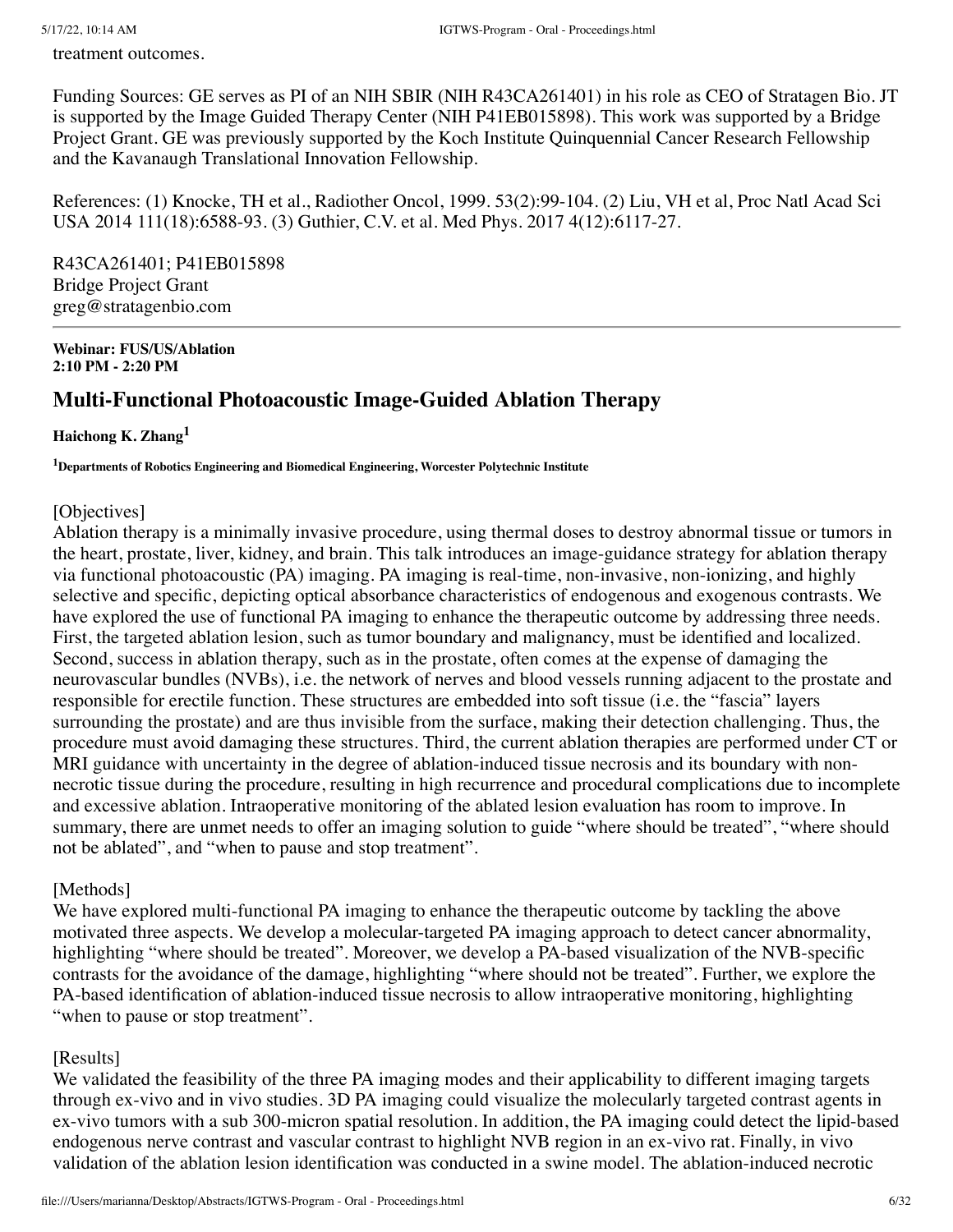treatment outcomes.

Funding Sources: GE serves as PI of an NIH SBIR (NIH R43CA261401) in his role as CEO of Stratagen Bio. JT is supported by the Image Guided Therapy Center (NIH P41EB015898). This work was supported by a Bridge Project Grant. GE was previously supported by the Koch Institute Quinquennial Cancer Research Fellowship and the Kavanaugh Translational Innovation Fellowship.

References: (1) Knocke, TH et al., Radiother Oncol, 1999. 53(2):99-104. (2) Liu, VH et al, Proc Natl Acad Sci USA 2014 111(18):6588-93. (3) Guthier, C.V. et al. Med Phys. 2017 4(12):6117-27.

R43CA261401; P41EB015898
Bridge Project Grant
greg@stratagenbio.com

---

**Webinar: FUS/US/Ablation**
**2:10 PM - 2:20 PM**

## Multi-Functional Photoacoustic Image-Guided Ablation Therapy

**Haichong K. Zhang[1]**

**[1]Departments of Robotics Engineering and Biomedical Engineering, Worcester Polytechnic Institute**

[Objectives]
Ablation therapy is a minimally invasive procedure, using thermal doses to destroy abnormal tissue or tumors in the heart, prostate, liver, kidney, and brain. This talk introduces an image-guidance strategy for ablation therapy via functional photoacoustic (PA) imaging. PA imaging is real-time, non-invasive, non-ionizing, and highly selective and specific, depicting optical absorbance characteristics of endogenous and exogenous contrasts. We have explored the use of functional PA imaging to enhance the therapeutic outcome by addressing three needs. First, the targeted ablation lesion, such as tumor boundary and malignancy, must be identified and localized. Second, success in ablation therapy, such as in the prostate, often comes at the expense of damaging the neurovascular bundles (NVBs), i.e. the network of nerves and blood vessels running adjacent to the prostate and responsible for erectile function. These structures are embedded into soft tissue (i.e. the “fascia” layers surrounding the prostate) and are thus invisible from the surface, making their detection challenging. Thus, the procedure must avoid damaging these structures. Third, the current ablation therapies are performed under CT or MRI guidance with uncertainty in the degree of ablation-induced tissue necrosis and its boundary with non-necrotic tissue during the procedure, resulting in high recurrence and procedural complications due to incomplete and excessive ablation. Intraoperative monitoring of the ablated lesion evaluation has room to improve. In summary, there are unmet needs to offer an imaging solution to guide “where should be treated”, “where should not be ablated”, and “when to pause and stop treatment”.

[Methods]
We have explored multi-functional PA imaging to enhance the therapeutic outcome by tackling the above motivated three aspects. We develop a molecular-targeted PA imaging approach to detect cancer abnormality, highlighting “where should be treated”. Moreover, we develop a PA-based visualization of the NVB-specific contrasts for the avoidance of the damage, highlighting “where should not be treated”. Further, we explore the PA-based identification of ablation-induced tissue necrosis to allow intraoperative monitoring, highlighting “when to pause or stop treatment”.

[Results]
We validated the feasibility of the three PA imaging modes and their applicability to different imaging targets through ex-vivo and in vivo studies. 3D PA imaging could visualize the molecularly targeted contrast agents in ex-vivo tumors with a sub 300-micron spatial resolution. In addition, the PA imaging could detect the lipid-based endogenous nerve contrast and vascular contrast to highlight NVB region in an ex-vivo rat. Finally, in vivo validation of the ablation lesion identification was conducted in a swine model. The ablation-induced necrotic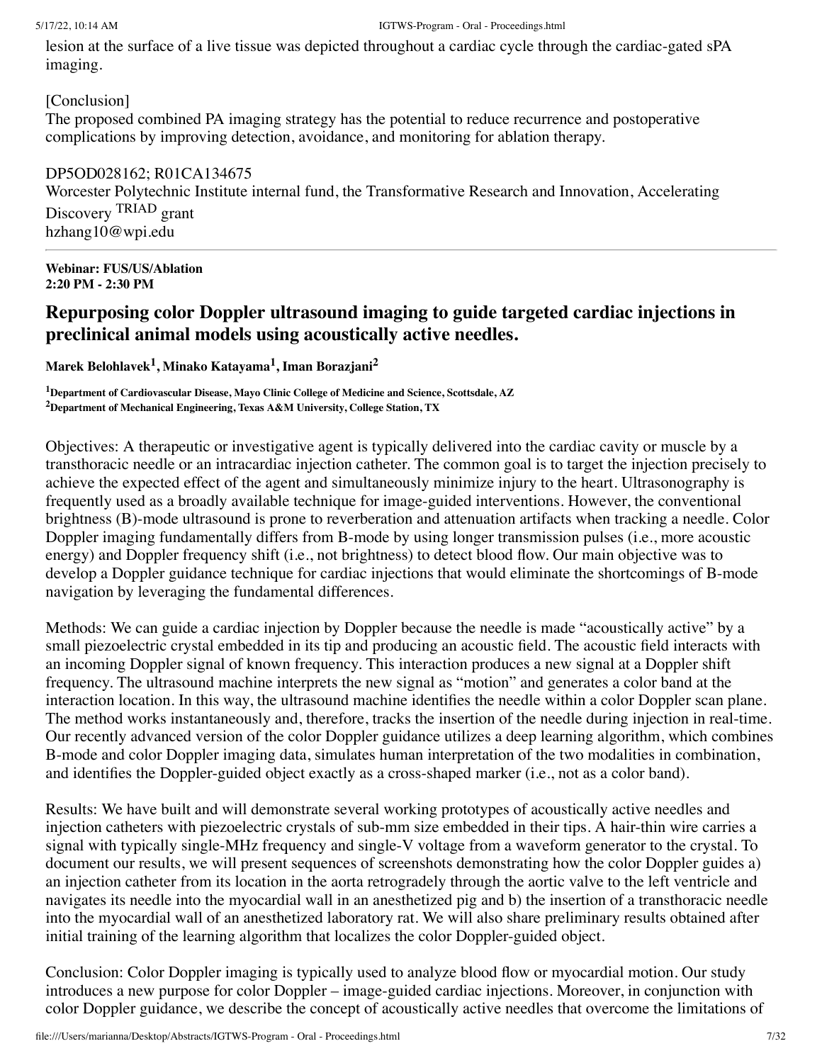lesion at the surface of a live tissue was depicted throughout a cardiac cycle through the cardiac-gated sPA imaging.

[Conclusion]
The proposed combined PA imaging strategy has the potential to reduce recurrence and postoperative complications by improving detection, avoidance, and monitoring for ablation therapy.

DP5OD028162; R01CA134675
Worcester Polytechnic Institute internal fund, the Transformative Research and Innovation, Accelerating Discovery TRIAD grant
hzhang10@wpi.edu

---

**Webinar: FUS/US/Ablation**
**2:20 PM - 2:30 PM**

## Repurposing color Doppler ultrasound imaging to guide targeted cardiac injections in preclinical animal models using acoustically active needles.

**Marek Belohlavek[1], Minako Katayama[1], Iman Borazjani[2]**

**[1]Department of Cardiovascular Disease, Mayo Clinic College of Medicine and Science, Scottsdale, AZ**
**[2]Department of Mechanical Engineering, Texas A&M University, College Station, TX**

Objectives: A therapeutic or investigative agent is typically delivered into the cardiac cavity or muscle by a transthoracic needle or an intracardiac injection catheter. The common goal is to target the injection precisely to achieve the expected effect of the agent and simultaneously minimize injury to the heart. Ultrasonography is frequently used as a broadly available technique for image-guided interventions. However, the conventional brightness (B)-mode ultrasound is prone to reverberation and attenuation artifacts when tracking a needle. Color Doppler imaging fundamentally differs from B-mode by using longer transmission pulses (i.e., more acoustic energy) and Doppler frequency shift (i.e., not brightness) to detect blood flow. Our main objective was to develop a Doppler guidance technique for cardiac injections that would eliminate the shortcomings of B-mode navigation by leveraging the fundamental differences.

Methods: We can guide a cardiac injection by Doppler because the needle is made "acoustically active" by a small piezoelectric crystal embedded in its tip and producing an acoustic field. The acoustic field interacts with an incoming Doppler signal of known frequency. This interaction produces a new signal at a Doppler shift frequency. The ultrasound machine interprets the new signal as "motion" and generates a color band at the interaction location. In this way, the ultrasound machine identifies the needle within a color Doppler scan plane. The method works instantaneously and, therefore, tracks the insertion of the needle during injection in real-time. Our recently advanced version of the color Doppler guidance utilizes a deep learning algorithm, which combines B-mode and color Doppler imaging data, simulates human interpretation of the two modalities in combination, and identifies the Doppler-guided object exactly as a cross-shaped marker (i.e., not as a color band).

Results: We have built and will demonstrate several working prototypes of acoustically active needles and injection catheters with piezoelectric crystals of sub-mm size embedded in their tips. A hair-thin wire carries a signal with typically single-MHz frequency and single-V voltage from a waveform generator to the crystal. To document our results, we will present sequences of screenshots demonstrating how the color Doppler guides a) an injection catheter from its location in the aorta retrogradely through the aortic valve to the left ventricle and navigates its needle into the myocardial wall in an anesthetized pig and b) the insertion of a transthoracic needle into the myocardial wall of an anesthetized laboratory rat. We will also share preliminary results obtained after initial training of the learning algorithm that localizes the color Doppler-guided object.

Conclusion: Color Doppler imaging is typically used to analyze blood flow or myocardial motion. Our study introduces a new purpose for color Doppler – image-guided cardiac injections. Moreover, in conjunction with color Doppler guidance, we describe the concept of acoustically active needles that overcome the limitations of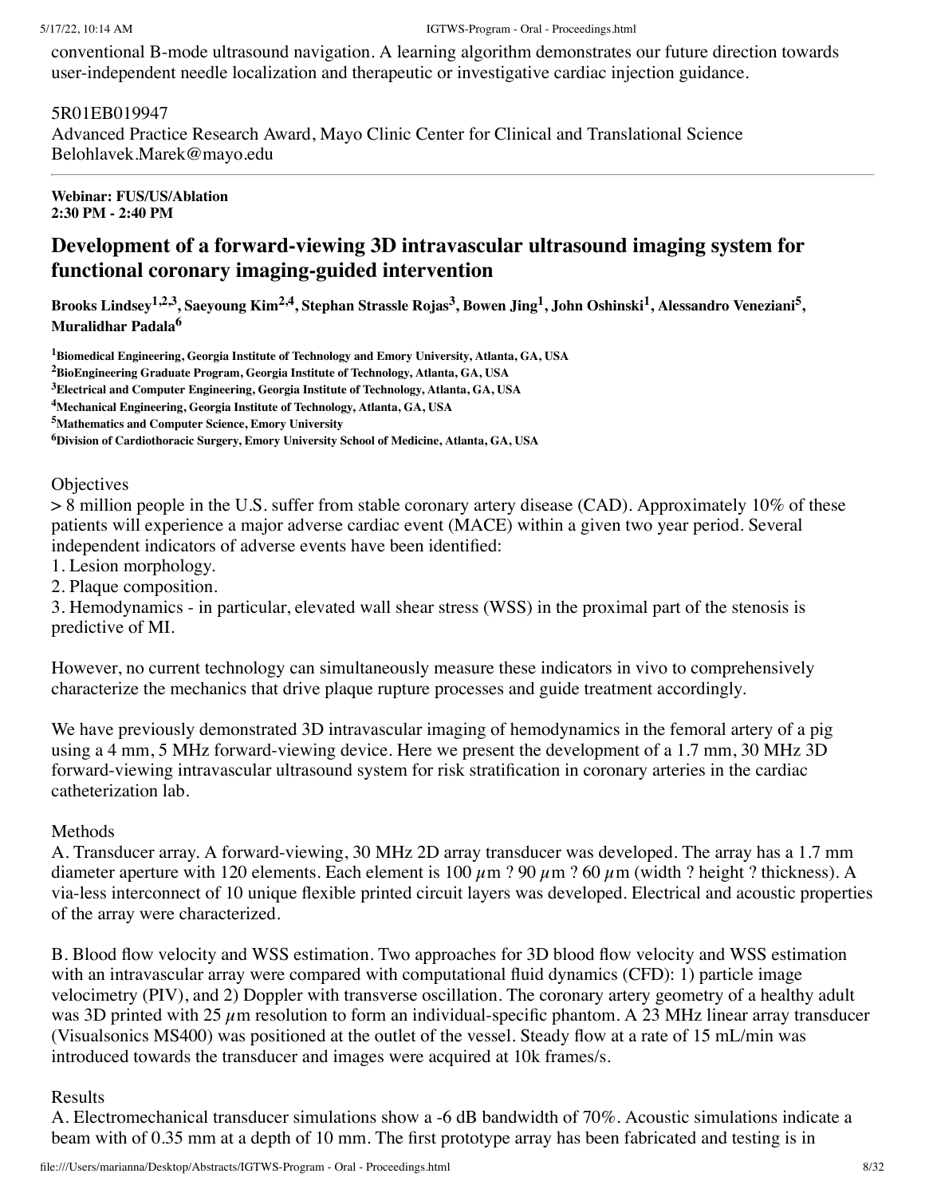conventional B-mode ultrasound navigation. A learning algorithm demonstrates our future direction towards user-independent needle localization and therapeutic or investigative cardiac injection guidance.

5R01EB019947
Advanced Practice Research Award, Mayo Clinic Center for Clinical and Translational Science
Belohlavek.Marek@mayo.edu

---

**Webinar: FUS/US/Ablation**
**2:30 PM - 2:40 PM**

## Development of a forward-viewing 3D intravascular ultrasound imaging system for functional coronary imaging-guided intervention

**Brooks Lindsey[1,2,3], Saeyoung Kim[2,4], Stephan Strassle Rojas[3], Bowen Jing[1], John Oshinski[1], Alessandro Veneziani[5], Muralidhar Padala[6]**

[1]**Biomedical Engineering, Georgia Institute of Technology and Emory University, Atlanta, GA, USA**
[2]**BioEngineering Graduate Program, Georgia Institute of Technology, Atlanta, GA, USA**
[3]**Electrical and Computer Engineering, Georgia Institute of Technology, Atlanta, GA, USA**
[4]**Mechanical Engineering, Georgia Institute of Technology, Atlanta, GA, USA**
[5]**Mathematics and Computer Science, Emory University**
[6]**Division of Cardiothoracic Surgery, Emory University School of Medicine, Atlanta, GA, USA**

Objectives
> 8 million people in the U.S. suffer from stable coronary artery disease (CAD). Approximately 10% of these patients will experience a major adverse cardiac event (MACE) within a given two year period. Several independent indicators of adverse events have been identified:
1. Lesion morphology.
2. Plaque composition.
3. Hemodynamics - in particular, elevated wall shear stress (WSS) in the proximal part of the stenosis is predictive of MI.

However, no current technology can simultaneously measure these indicators in vivo to comprehensively characterize the mechanics that drive plaque rupture processes and guide treatment accordingly.

We have previously demonstrated 3D intravascular imaging of hemodynamics in the femoral artery of a pig using a 4 mm, 5 MHz forward-viewing device. Here we present the development of a 1.7 mm, 30 MHz 3D forward-viewing intravascular ultrasound system for risk stratification in coronary arteries in the cardiac catheterization lab.

Methods
A. Transducer array. A forward-viewing, 30 MHz 2D array transducer was developed. The array has a 1.7 mm diameter aperture with 120 elements. Each element is 100 $\mu$m ? 90 $\mu$m ? 60 $\mu$m (width ? height ? thickness). A via-less interconnect of 10 unique flexible printed circuit layers was developed. Electrical and acoustic properties of the array were characterized.

B. Blood flow velocity and WSS estimation. Two approaches for 3D blood flow velocity and WSS estimation with an intravascular array were compared with computational fluid dynamics (CFD): 1) particle image velocimetry (PIV), and 2) Doppler with transverse oscillation. The coronary artery geometry of a healthy adult was 3D printed with 25 $\mu$m resolution to form an individual-specific phantom. A 23 MHz linear array transducer (Visualsonics MS400) was positioned at the outlet of the vessel. Steady flow at a rate of 15 mL/min was introduced towards the transducer and images were acquired at 10k frames/s.

Results
A. Electromechanical transducer simulations show a -6 dB bandwidth of 70%. Acoustic simulations indicate a beam with of 0.35 mm at a depth of 10 mm. The first prototype array has been fabricated and testing is in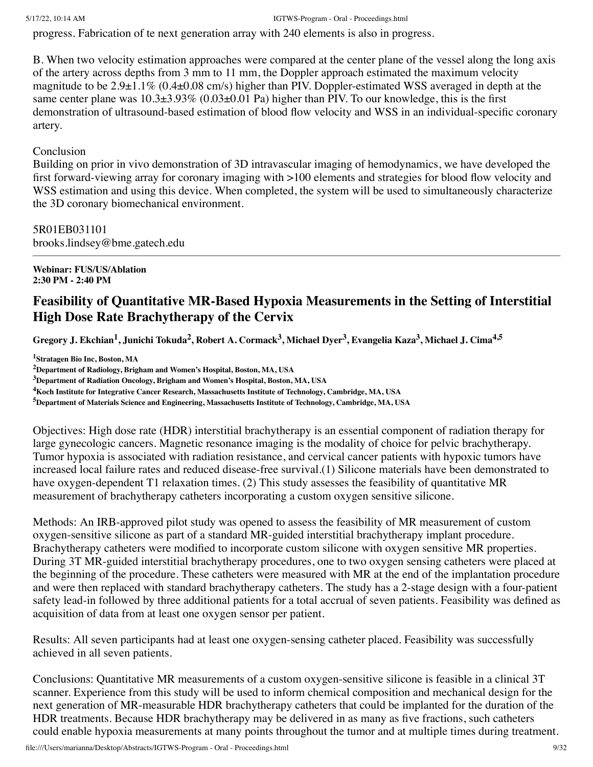progress. Fabrication of te next generation array with 240 elements is also in progress.

B. When two velocity estimation approaches were compared at the center plane of the vessel along the long axis of the artery across depths from 3 mm to 11 mm, the Doppler approach estimated the maximum velocity magnitude to be 2.9±1.1% (0.4±0.08 cm/s) higher than PIV. Doppler-estimated WSS averaged in depth at the same center plane was 10.3±3.93% (0.03±0.01 Pa) higher than PIV. To our knowledge, this is the first demonstration of ultrasound-based estimation of blood flow velocity and WSS in an individual-specific coronary artery.

Conclusion
Building on prior in vivo demonstration of 3D intravascular imaging of hemodynamics, we have developed the first forward-viewing array for coronary imaging with >100 elements and strategies for blood flow velocity and WSS estimation and using this device. When completed, the system will be used to simultaneously characterize the 3D coronary biomechanical environment.

5R01EB031101
brooks.lindsey@bme.gatech.edu

---

**Webinar: FUS/US/Ablation**
**2:30 PM - 2:40 PM**

## Feasibility of Quantitative MR-Based Hypoxia Measurements in the Setting of Interstitial High Dose Rate Brachytherapy of the Cervix

**Gregory J. Ekchian[1], Junichi Tokuda[2], Robert A. Cormack[3], Michael Dyer[3], Evangelia Kaza[3], Michael J. Cima[4,5]**

[1]Stratagen Bio Inc, Boston, MA
[2]Department of Radiology, Brigham and Women's Hospital, Boston, MA, USA
[3]Department of Radiation Oncology, Brigham and Women's Hospital, Boston, MA, USA
[4]Koch Institute for Integrative Cancer Research, Massachusetts Institute of Technology, Cambridge, MA, USA
[5]Department of Materials Science and Engineering, Massachusetts Institute of Technology, Cambridge, MA, USA

Objectives: High dose rate (HDR) interstitial brachytherapy is an essential component of radiation therapy for large gynecologic cancers. Magnetic resonance imaging is the modality of choice for pelvic brachytherapy. Tumor hypoxia is associated with radiation resistance, and cervical cancer patients with hypoxic tumors have increased local failure rates and reduced disease-free survival.(1) Silicone materials have been demonstrated to have oxygen-dependent T1 relaxation times. (2) This study assesses the feasibility of quantitative MR measurement of brachytherapy catheters incorporating a custom oxygen sensitive silicone.

Methods: An IRB-approved pilot study was opened to assess the feasibility of MR measurement of custom oxygen-sensitive silicone as part of a standard MR-guided interstitial brachytherapy implant procedure. Brachytherapy catheters were modified to incorporate custom silicone with oxygen sensitive MR properties. During 3T MR-guided interstitial brachytherapy procedures, one to two oxygen sensing catheters were placed at the beginning of the procedure. These catheters were measured with MR at the end of the implantation procedure and were then replaced with standard brachytherapy catheters. The study has a 2-stage design with a four-patient safety lead-in followed by three additional patients for a total accrual of seven patients. Feasibility was defined as acquisition of data from at least one oxygen sensor per patient.

Results: All seven participants had at least one oxygen-sensing catheter placed. Feasibility was successfully achieved in all seven patients.

Conclusions: Quantitative MR measurements of a custom oxygen-sensitive silicone is feasible in a clinical 3T scanner. Experience from this study will be used to inform chemical composition and mechanical design for the next generation of MR-measurable HDR brachytherapy catheters that could be implanted for the duration of the HDR treatments. Because HDR brachytherapy may be delivered in as many as five fractions, such catheters could enable hypoxia measurements at many points throughout the tumor and at multiple times during treatment.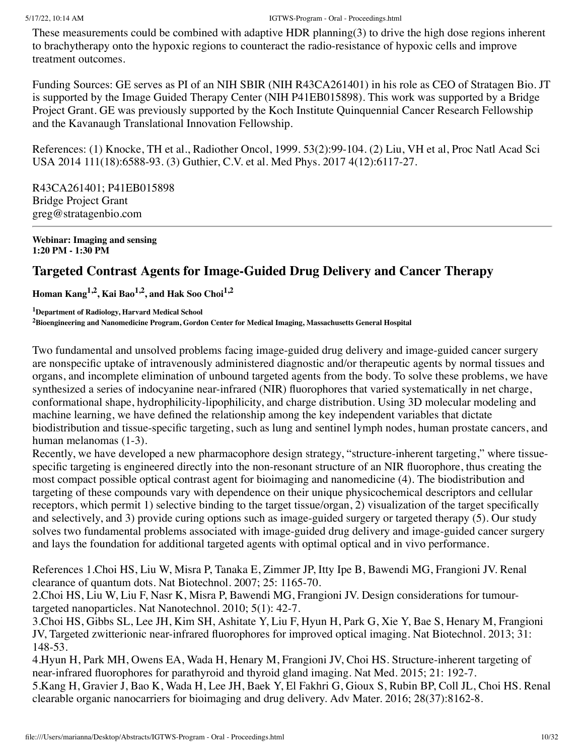These measurements could be combined with adaptive HDR planning(3) to drive the high dose regions inherent to brachytherapy onto the hypoxic regions to counteract the radio-resistance of hypoxic cells and improve treatment outcomes.

Funding Sources: GE serves as PI of an NIH SBIR (NIH R43CA261401) in his role as CEO of Stratagen Bio. JT is supported by the Image Guided Therapy Center (NIH P41EB015898). This work was supported by a Bridge Project Grant. GE was previously supported by the Koch Institute Quinquennial Cancer Research Fellowship and the Kavanaugh Translational Innovation Fellowship.

References: (1) Knocke, TH et al., Radiother Oncol, 1999. 53(2):99-104. (2) Liu, VH et al, Proc Natl Acad Sci USA 2014 111(18):6588-93. (3) Guthier, C.V. et al. Med Phys. 2017 4(12):6117-27.

R43CA261401; P41EB015898
Bridge Project Grant
greg@stratagenbio.com

---

**Webinar: Imaging and sensing**
**1:20 PM - 1:30 PM**

## Targeted Contrast Agents for Image-Guided Drug Delivery and Cancer Therapy

**Homan Kang[1,2], Kai Bao[1,2], and Hak Soo Choi[1,2]**

[1]**Department of Radiology, Harvard Medical School**
[2]**Bioengineering and Nanomedicine Program, Gordon Center for Medical Imaging, Massachusetts General Hospital**

Two fundamental and unsolved problems facing image-guided drug delivery and image-guided cancer surgery are nonspecific uptake of intravenously administered diagnostic and/or therapeutic agents by normal tissues and organs, and incomplete elimination of unbound targeted agents from the body. To solve these problems, we have synthesized a series of indocyanine near-infrared (NIR) fluorophores that varied systematically in net charge, conformational shape, hydrophilicity-lipophilicity, and charge distribution. Using 3D molecular modeling and machine learning, we have defined the relationship among the key independent variables that dictate biodistribution and tissue-specific targeting, such as lung and sentinel lymph nodes, human prostate cancers, and human melanomas (1-3).
Recently, we have developed a new pharmacophore design strategy, "structure-inherent targeting," where tissue-specific targeting is engineered directly into the non-resonant structure of an NIR fluorophore, thus creating the most compact possible optical contrast agent for bioimaging and nanomedicine (4). The biodistribution and targeting of these compounds vary with dependence on their unique physicochemical descriptors and cellular receptors, which permit 1) selective binding to the target tissue/organ, 2) visualization of the target specifically and selectively, and 3) provide curing options such as image-guided surgery or targeted therapy (5). Our study solves two fundamental problems associated with image-guided drug delivery and image-guided cancer surgery and lays the foundation for additional targeted agents with optimal optical and in vivo performance.

References 1.Choi HS, Liu W, Misra P, Tanaka E, Zimmer JP, Itty Ipe B, Bawendi MG, Frangioni JV. Renal clearance of quantum dots. Nat Biotechnol. 2007; 25: 1165-70.
2.Choi HS, Liu W, Liu F, Nasr K, Misra P, Bawendi MG, Frangioni JV. Design considerations for tumour-targeted nanoparticles. Nat Nanotechnol. 2010; 5(1): 42-7.
3.Choi HS, Gibbs SL, Lee JH, Kim SH, Ashitate Y, Liu F, Hyun H, Park G, Xie Y, Bae S, Henary M, Frangioni JV, Targeted zwitterionic near-infrared fluorophores for improved optical imaging. Nat Biotechnol. 2013; 31: 148-53.
4.Hyun H, Park MH, Owens EA, Wada H, Henary M, Frangioni JV, Choi HS. Structure-inherent targeting of near-infrared fluorophores for parathyroid and thyroid gland imaging. Nat Med. 2015; 21: 192-7.
5.Kang H, Gravier J, Bao K, Wada H, Lee JH, Baek Y, El Fakhri G, Gioux S, Rubin BP, Coll JL, Choi HS. Renal clearable organic nanocarriers for bioimaging and drug delivery. Adv Mater. 2016; 28(37):8162-8.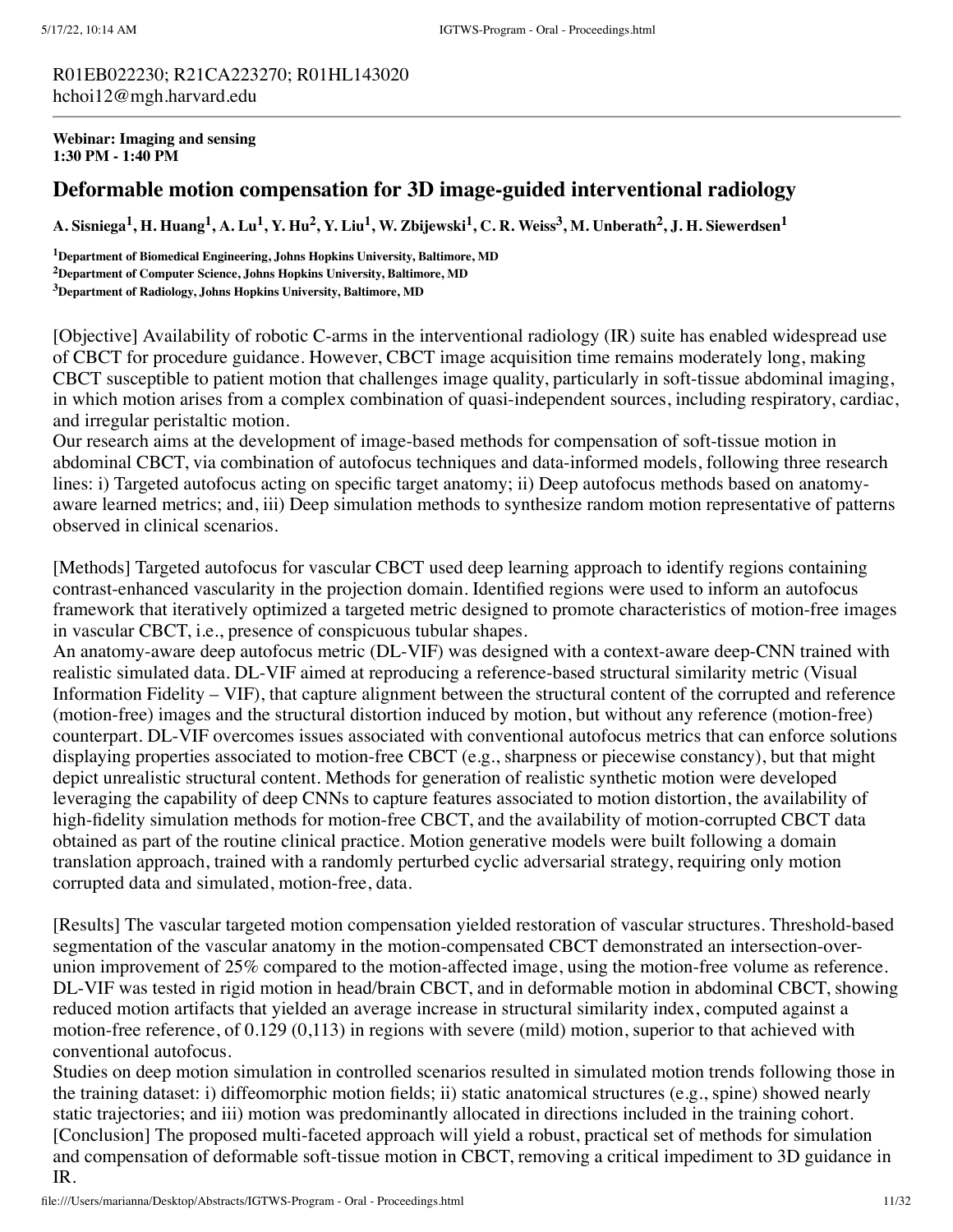R01EB022230; R21CA223270; R01HL143020
hchoi12@mgh.harvard.edu

---

**Webinar: Imaging and sensing**
**1:30 PM - 1:40 PM**

## Deformable motion compensation for 3D image-guided interventional radiology

**A. Sisniega[1], H. Huang[1], A. Lu[1], Y. Hu[2], Y. Liu[1], W. Zbijewski[1], C. R. Weiss[3], M. Unberath[2], J. H. Siewerdsen[1]**

**[1]Department of Biomedical Engineering, Johns Hopkins University, Baltimore, MD**
**[2]Department of Computer Science, Johns Hopkins University, Baltimore, MD**
**[3]Department of Radiology, Johns Hopkins University, Baltimore, MD**

[Objective] Availability of robotic C-arms in the interventional radiology (IR) suite has enabled widespread use of CBCT for procedure guidance. However, CBCT image acquisition time remains moderately long, making CBCT susceptible to patient motion that challenges image quality, particularly in soft-tissue abdominal imaging, in which motion arises from a complex combination of quasi-independent sources, including respiratory, cardiac, and irregular peristaltic motion.
Our research aims at the development of image-based methods for compensation of soft-tissue motion in abdominal CBCT, via combination of autofocus techniques and data-informed models, following three research lines: i) Targeted autofocus acting on specific target anatomy; ii) Deep autofocus methods based on anatomy-aware learned metrics; and, iii) Deep simulation methods to synthesize random motion representative of patterns observed in clinical scenarios.

[Methods] Targeted autofocus for vascular CBCT used deep learning approach to identify regions containing contrast-enhanced vascularity in the projection domain. Identified regions were used to inform an autofocus framework that iteratively optimized a targeted metric designed to promote characteristics of motion-free images in vascular CBCT, i.e., presence of conspicuous tubular shapes.
An anatomy-aware deep autofocus metric (DL-VIF) was designed with a context-aware deep-CNN trained with realistic simulated data. DL-VIF aimed at reproducing a reference-based structural similarity metric (Visual Information Fidelity – VIF), that capture alignment between the structural content of the corrupted and reference (motion-free) images and the structural distortion induced by motion, but without any reference (motion-free) counterpart. DL-VIF overcomes issues associated with conventional autofocus metrics that can enforce solutions displaying properties associated to motion-free CBCT (e.g., sharpness or piecewise constancy), but that might depict unrealistic structural content. Methods for generation of realistic synthetic motion were developed leveraging the capability of deep CNNs to capture features associated to motion distortion, the availability of high-fidelity simulation methods for motion-free CBCT, and the availability of motion-corrupted CBCT data obtained as part of the routine clinical practice. Motion generative models were built following a domain translation approach, trained with a randomly perturbed cyclic adversarial strategy, requiring only motion corrupted data and simulated, motion-free, data.

[Results] The vascular targeted motion compensation yielded restoration of vascular structures. Threshold-based segmentation of the vascular anatomy in the motion-compensated CBCT demonstrated an intersection-over-union improvement of 25% compared to the motion-affected image, using the motion-free volume as reference. DL-VIF was tested in rigid motion in head/brain CBCT, and in deformable motion in abdominal CBCT, showing reduced motion artifacts that yielded an average increase in structural similarity index, computed against a motion-free reference, of 0.129 (0,113) in regions with severe (mild) motion, superior to that achieved with conventional autofocus.
Studies on deep motion simulation in controlled scenarios resulted in simulated motion trends following those in the training dataset: i) diffeomorphic motion fields; ii) static anatomical structures (e.g., spine) showed nearly static trajectories; and iii) motion was predominantly allocated in directions included in the training cohort.
[Conclusion] The proposed multi-faceted approach will yield a robust, practical set of methods for simulation and compensation of deformable soft-tissue motion in CBCT, removing a critical impediment to 3D guidance in IR.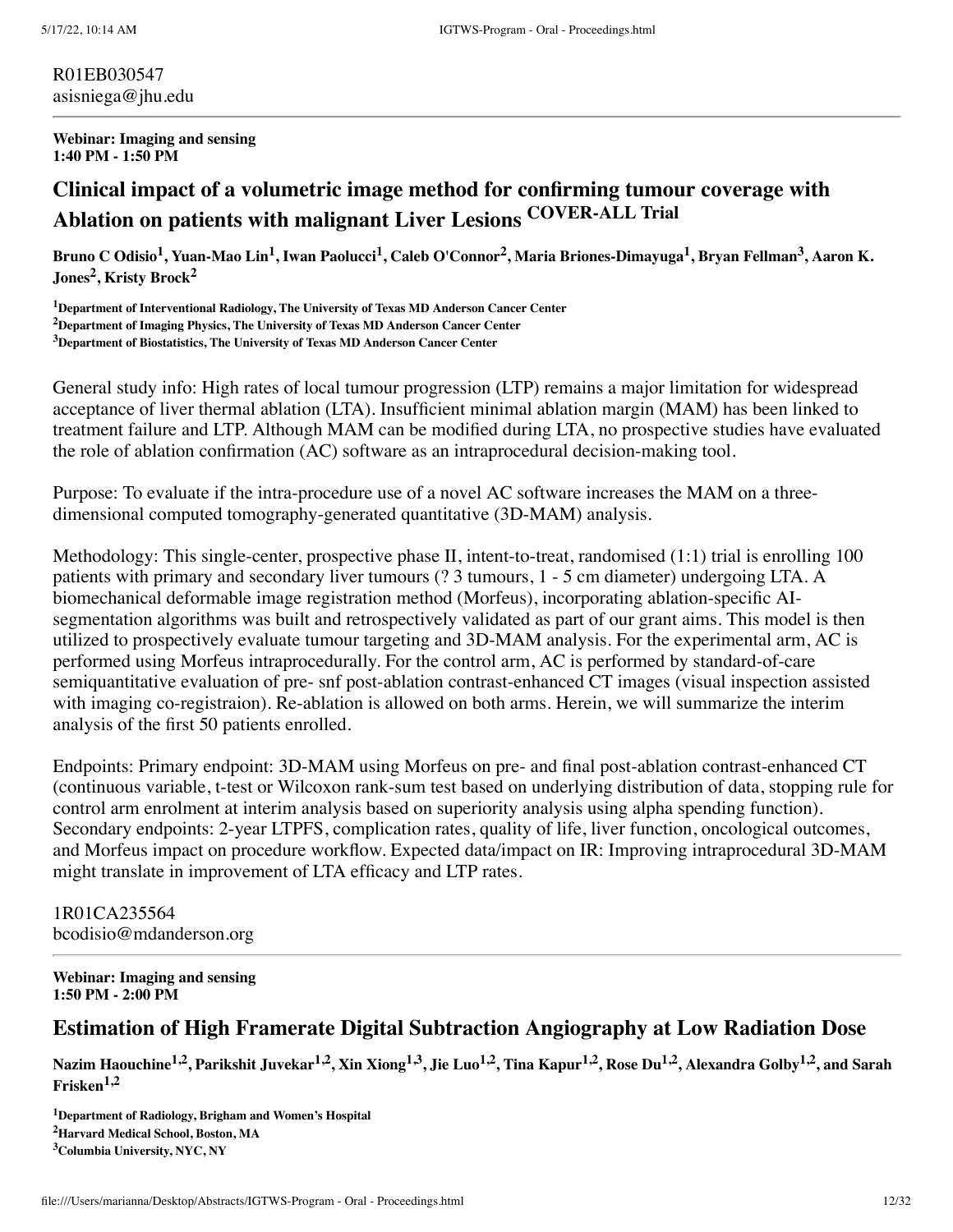R01EB030547
asisniega@jhu.edu

---

**Webinar: Imaging and sensing**
**1:40 PM - 1:50 PM**

## Clinical impact of a volumetric image method for confirming tumour coverage with Ablation on patients with malignant Liver Lesions COVER-ALL Trial

**Bruno C Odisio[1], Yuan-Mao Lin[1], Iwan Paolucci[1], Caleb O'Connor[2], Maria Briones-Dimayuga[1], Bryan Fellman[3], Aaron K. Jones[2], Kristy Brock[2]**

[1]**Department of Interventional Radiology, The University of Texas MD Anderson Cancer Center**
[2]**Department of Imaging Physics, The University of Texas MD Anderson Cancer Center**
[3]**Department of Biostatistics, The University of Texas MD Anderson Cancer Center**

General study info: High rates of local tumour progression (LTP) remains a major limitation for widespread acceptance of liver thermal ablation (LTA). Insufficient minimal ablation margin (MAM) has been linked to treatment failure and LTP. Although MAM can be modified during LTA, no prospective studies have evaluated the role of ablation confirmation (AC) software as an intraprocedural decision-making tool.

Purpose: To evaluate if the intra-procedure use of a novel AC software increases the MAM on a three-dimensional computed tomography-generated quantitative (3D-MAM) analysis.

Methodology: This single-center, prospective phase II, intent-to-treat, randomised (1:1) trial is enrolling 100 patients with primary and secondary liver tumours (? 3 tumours, 1 - 5 cm diameter) undergoing LTA. A biomechanical deformable image registration method (Morfeus), incorporating ablation-specific AI-segmentation algorithms was built and retrospectively validated as part of our grant aims. This model is then utilized to prospectively evaluate tumour targeting and 3D-MAM analysis. For the experimental arm, AC is performed using Morfeus intraprocedurally. For the control arm, AC is performed by standard-of-care semiquantitative evaluation of pre- snf post-ablation contrast-enhanced CT images (visual inspection assisted with imaging co-registraion). Re-ablation is allowed on both arms. Herein, we will summarize the interim analysis of the first 50 patients enrolled.

Endpoints: Primary endpoint: 3D-MAM using Morfeus on pre- and final post-ablation contrast-enhanced CT (continuous variable, t-test or Wilcoxon rank-sum test based on underlying distribution of data, stopping rule for control arm enrolment at interim analysis based on superiority analysis using alpha spending function). Secondary endpoints: 2-year LTPFS, complication rates, quality of life, liver function, oncological outcomes, and Morfeus impact on procedure workflow. Expected data/impact on IR: Improving intraprocedural 3D-MAM might translate in improvement of LTA efficacy and LTP rates.

1R01CA235564
bcodisio@mdanderson.org

---

**Webinar: Imaging and sensing**
**1:50 PM - 2:00 PM**

## Estimation of High Framerate Digital Subtraction Angiography at Low Radiation Dose

**Nazim Haouchine[1,2], Parikshit Juvekar[1,2], Xin Xiong[1,3], Jie Luo[1,2], Tina Kapur[1,2], Rose Du[1,2], Alexandra Golby[1,2], and Sarah Frisken[1,2]**

[1]**Department of Radiology, Brigham and Women's Hospital**
[2]**Harvard Medical School, Boston, MA**
[3]**Columbia University, NYC, NY**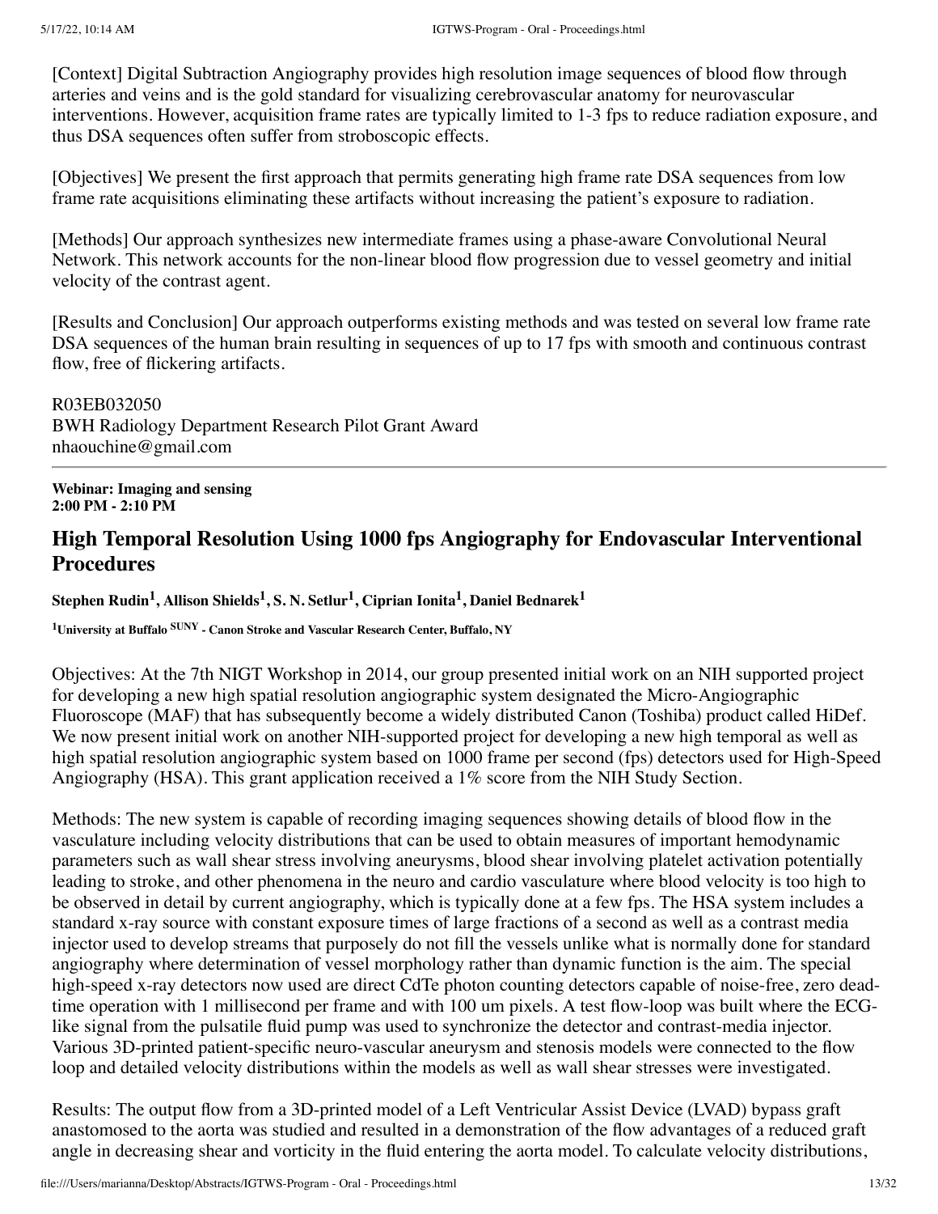[Context] Digital Subtraction Angiography provides high resolution image sequences of blood flow through arteries and veins and is the gold standard for visualizing cerebrovascular anatomy for neurovascular interventions. However, acquisition frame rates are typically limited to 1-3 fps to reduce radiation exposure, and thus DSA sequences often suffer from stroboscopic effects.

[Objectives] We present the first approach that permits generating high frame rate DSA sequences from low frame rate acquisitions eliminating these artifacts without increasing the patient's exposure to radiation.

[Methods] Our approach synthesizes new intermediate frames using a phase-aware Convolutional Neural Network. This network accounts for the non-linear blood flow progression due to vessel geometry and initial velocity of the contrast agent.

[Results and Conclusion] Our approach outperforms existing methods and was tested on several low frame rate DSA sequences of the human brain resulting in sequences of up to 17 fps with smooth and continuous contrast flow, free of flickering artifacts.

R03EB032050
BWH Radiology Department Research Pilot Grant Award
nhaouchine@gmail.com

---

**Webinar: Imaging and sensing**
**2:00 PM - 2:10 PM**

## High Temporal Resolution Using 1000 fps Angiography for Endovascular Interventional Procedures

**Stephen Rudin[1], Allison Shields[1], S. N. Setlur[1], Ciprian Ionita[1], Daniel Bednarek[1]**

**[1]University at Buffalo SUNY - Canon Stroke and Vascular Research Center, Buffalo, NY**

Objectives: At the 7th NIGT Workshop in 2014, our group presented initial work on an NIH supported project for developing a new high spatial resolution angiographic system designated the Micro-Angiographic Fluoroscope (MAF) that has subsequently become a widely distributed Canon (Toshiba) product called HiDef. We now present initial work on another NIH-supported project for developing a new high temporal as well as high spatial resolution angiographic system based on 1000 frame per second (fps) detectors used for High-Speed Angiography (HSA). This grant application received a 1% score from the NIH Study Section.

Methods: The new system is capable of recording imaging sequences showing details of blood flow in the vasculature including velocity distributions that can be used to obtain measures of important hemodynamic parameters such as wall shear stress involving aneurysms, blood shear involving platelet activation potentially leading to stroke, and other phenomena in the neuro and cardio vasculature where blood velocity is too high to be observed in detail by current angiography, which is typically done at a few fps. The HSA system includes a standard x-ray source with constant exposure times of large fractions of a second as well as a contrast media injector used to develop streams that purposely do not fill the vessels unlike what is normally done for standard angiography where determination of vessel morphology rather than dynamic function is the aim. The special high-speed x-ray detectors now used are direct CdTe photon counting detectors capable of noise-free, zero dead-time operation with 1 millisecond per frame and with 100 um pixels. A test flow-loop was built where the ECG-like signal from the pulsatile fluid pump was used to synchronize the detector and contrast-media injector. Various 3D-printed patient-specific neuro-vascular aneurysm and stenosis models were connected to the flow loop and detailed velocity distributions within the models as well as wall shear stresses were investigated.

Results: The output flow from a 3D-printed model of a Left Ventricular Assist Device (LVAD) bypass graft anastomosed to the aorta was studied and resulted in a demonstration of the flow advantages of a reduced graft angle in decreasing shear and vorticity in the fluid entering the aorta model. To calculate velocity distributions,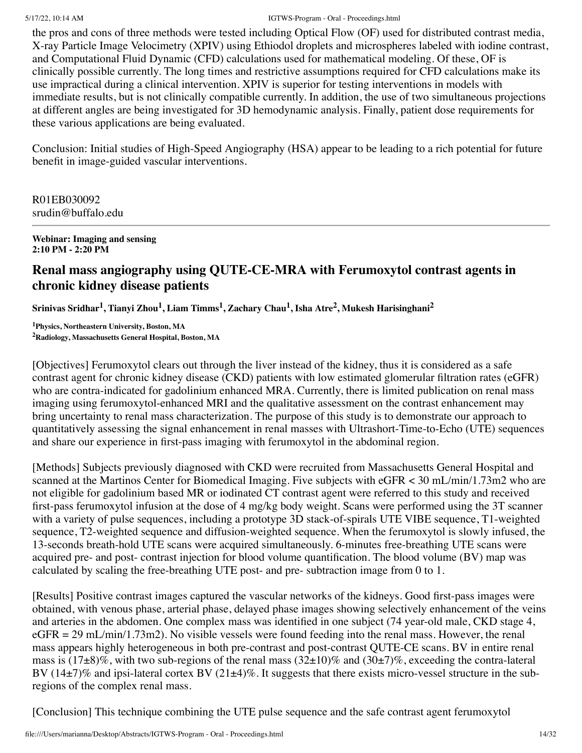the pros and cons of three methods were tested including Optical Flow (OF) used for distributed contrast media, X-ray Particle Image Velocimetry (XPIV) using Ethiodol droplets and microspheres labeled with iodine contrast, and Computational Fluid Dynamic (CFD) calculations used for mathematical modeling. Of these, OF is clinically possible currently. The long times and restrictive assumptions required for CFD calculations make its use impractical during a clinical intervention. XPIV is superior for testing interventions in models with immediate results, but is not clinically compatible currently. In addition, the use of two simultaneous projections at different angles are being investigated for 3D hemodynamic analysis. Finally, patient dose requirements for these various applications are being evaluated.

Conclusion: Initial studies of High-Speed Angiography (HSA) appear to be leading to a rich potential for future benefit in image-guided vascular interventions.

R01EB030092
srudin@buffalo.edu

---

**Webinar: Imaging and sensing**
**2:10 PM - 2:20 PM**

## Renal mass angiography using QUTE-CE-MRA with Ferumoxytol contrast agents in chronic kidney disease patients

**Srinivas Sridhar[1], Tianyi Zhou[1], Liam Timms[1], Zachary Chau[1], Isha Atre[2], Mukesh Harisinghani[2]**

[1]**Physics, Northeastern University, Boston, MA**
[2]**Radiology, Massachusetts General Hospital, Boston, MA**

[Objectives] Ferumoxytol clears out through the liver instead of the kidney, thus it is considered as a safe contrast agent for chronic kidney disease (CKD) patients with low estimated glomerular filtration rates (eGFR) who are contra-indicated for gadolinium enhanced MRA. Currently, there is limited publication on renal mass imaging using ferumoxytol-enhanced MRI and the qualitative assessment on the contrast enhancement may bring uncertainty to renal mass characterization. The purpose of this study is to demonstrate our approach to quantitatively assessing the signal enhancement in renal masses with Ultrashort-Time-to-Echo (UTE) sequences and share our experience in first-pass imaging with ferumoxytol in the abdominal region.

[Methods] Subjects previously diagnosed with CKD were recruited from Massachusetts General Hospital and scanned at the Martinos Center for Biomedical Imaging. Five subjects with eGFR < 30 mL/min/1.73m2 who are not eligible for gadolinium based MR or iodinated CT contrast agent were referred to this study and received first-pass ferumoxytol infusion at the dose of 4 mg/kg body weight. Scans were performed using the 3T scanner with a variety of pulse sequences, including a prototype 3D stack-of-spirals UTE VIBE sequence, T1-weighted sequence, T2-weighted sequence and diffusion-weighted sequence. When the ferumoxytol is slowly infused, the 13-seconds breath-hold UTE scans were acquired simultaneously. 6-minutes free-breathing UTE scans were acquired pre- and post- contrast injection for blood volume quantification. The blood volume (BV) map was calculated by scaling the free-breathing UTE post- and pre- subtraction image from 0 to 1.

[Results] Positive contrast images captured the vascular networks of the kidneys. Good first-pass images were obtained, with venous phase, arterial phase, delayed phase images showing selectively enhancement of the veins and arteries in the abdomen. One complex mass was identified in one subject (74 year-old male, CKD stage 4, eGFR = 29 mL/min/1.73m2). No visible vessels were found feeding into the renal mass. However, the renal mass appears highly heterogeneous in both pre-contrast and post-contrast QUTE-CE scans. BV in entire renal mass is $(17\pm8)\%$, with two sub-regions of the renal mass $(32\pm10)\%$ and $(30\pm7)\%$, exceeding the contra-lateral BV $(14\pm7)\%$ and ipsi-lateral cortex BV $(21\pm4)\%$. It suggests that there exists micro-vessel structure in the sub-regions of the complex renal mass.

[Conclusion] This technique combining the UTE pulse sequence and the safe contrast agent ferumoxytol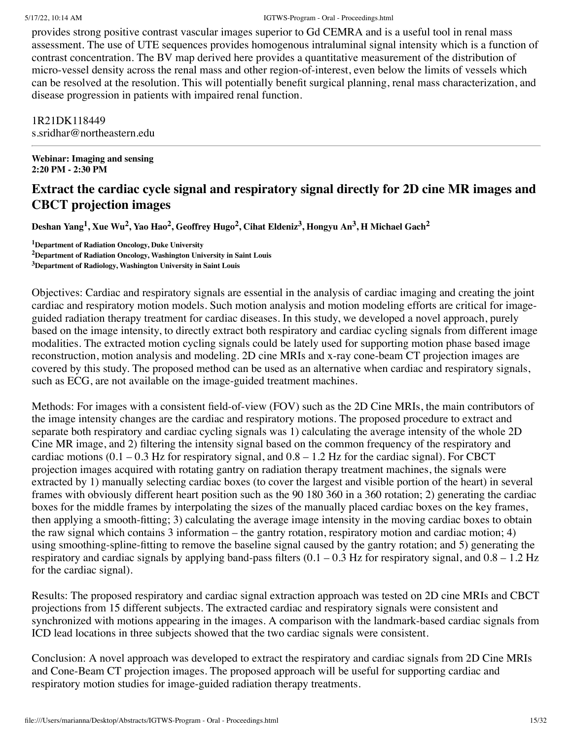provides strong positive contrast vascular images superior to Gd CEMRA and is a useful tool in renal mass assessment. The use of UTE sequences provides homogenous intraluminal signal intensity which is a function of contrast concentration. The BV map derived here provides a quantitative measurement of the distribution of micro-vessel density across the renal mass and other region-of-interest, even below the limits of vessels which can be resolved at the resolution. This will potentially benefit surgical planning, renal mass characterization, and disease progression in patients with impaired renal function.

1R21DK118449
s.sridhar@northeastern.edu

---

**Webinar: Imaging and sensing**
**2:20 PM - 2:30 PM**

## Extract the cardiac cycle signal and respiratory signal directly for 2D cine MR images and CBCT projection images

**Deshan Yang[1], Xue Wu[2], Yao Hao[2], Geoffrey Hugo[2], Cihat Eldeniz[3], Hongyu An[3], H Michael Gach[2]**

**[1]Department of Radiation Oncology, Duke University**
**[2]Department of Radiation Oncology, Washington University in Saint Louis**
**[3]Department of Radiology, Washington University in Saint Louis**

Objectives: Cardiac and respiratory signals are essential in the analysis of cardiac imaging and creating the joint cardiac and respiratory motion models. Such motion analysis and motion modeling efforts are critical for image-guided radiation therapy treatment for cardiac diseases. In this study, we developed a novel approach, purely based on the image intensity, to directly extract both respiratory and cardiac cycling signals from different image modalities. The extracted motion cycling signals could be lately used for supporting motion phase based image reconstruction, motion analysis and modeling. 2D cine MRIs and x-ray cone-beam CT projection images are covered by this study. The proposed method can be used as an alternative when cardiac and respiratory signals, such as ECG, are not available on the image-guided treatment machines.

Methods: For images with a consistent field-of-view (FOV) such as the 2D Cine MRIs, the main contributors of the image intensity changes are the cardiac and respiratory motions. The proposed procedure to extract and separate both respiratory and cardiac cycling signals was 1) calculating the average intensity of the whole 2D Cine MR image, and 2) filtering the intensity signal based on the common frequency of the respiratory and cardiac motions (0.1 – 0.3 Hz for respiratory signal, and 0.8 – 1.2 Hz for the cardiac signal). For CBCT projection images acquired with rotating gantry on radiation therapy treatment machines, the signals were extracted by 1) manually selecting cardiac boxes (to cover the largest and visible portion of the heart) in several frames with obviously different heart position such as the 90 180 360 in a 360 rotation; 2) generating the cardiac boxes for the middle frames by interpolating the sizes of the manually placed cardiac boxes on the key frames, then applying a smooth-fitting; 3) calculating the average image intensity in the moving cardiac boxes to obtain the raw signal which contains 3 information – the gantry rotation, respiratory motion and cardiac motion; 4) using smoothing-spline-fitting to remove the baseline signal caused by the gantry rotation; and 5) generating the respiratory and cardiac signals by applying band-pass filters (0.1 – 0.3 Hz for respiratory signal, and 0.8 – 1.2 Hz for the cardiac signal).

Results: The proposed respiratory and cardiac signal extraction approach was tested on 2D cine MRIs and CBCT projections from 15 different subjects. The extracted cardiac and respiratory signals were consistent and synchronized with motions appearing in the images. A comparison with the landmark-based cardiac signals from ICD lead locations in three subjects showed that the two cardiac signals were consistent.

Conclusion: A novel approach was developed to extract the respiratory and cardiac signals from 2D Cine MRIs and Cone-Beam CT projection images. The proposed approach will be useful for supporting cardiac and respiratory motion studies for image-guided radiation therapy treatments.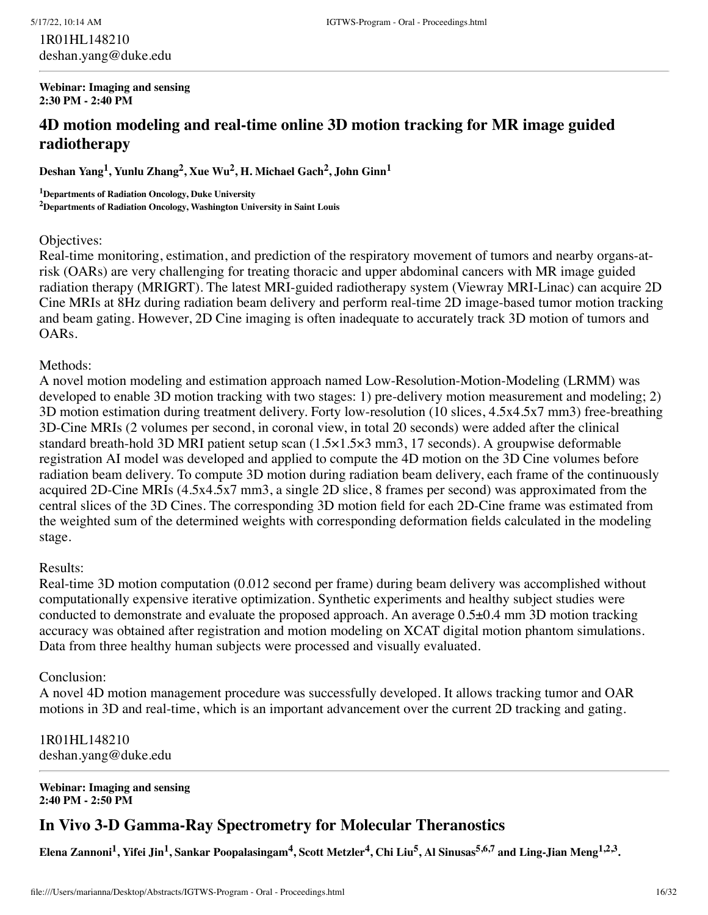1R01HL148210
deshan.yang@duke.edu

---

**Webinar: Imaging and sensing**
**2:30 PM - 2:40 PM**

## 4D motion modeling and real-time online 3D motion tracking for MR image guided radiotherapy

**Deshan Yang[1], Yunlu Zhang[2], Xue Wu[2], H. Michael Gach[2], John Ginn[1]**

[1]**Departments of Radiation Oncology, Duke University**
[2]**Departments of Radiation Oncology, Washington University in Saint Louis**

Objectives:
Real-time monitoring, estimation, and prediction of the respiratory movement of tumors and nearby organs-at-risk (OARs) are very challenging for treating thoracic and upper abdominal cancers with MR image guided radiation therapy (MRIGRT). The latest MRI-guided radiotherapy system (Viewray MRI-Linac) can acquire 2D Cine MRIs at 8Hz during radiation beam delivery and perform real-time 2D image-based tumor motion tracking and beam gating. However, 2D Cine imaging is often inadequate to accurately track 3D motion of tumors and OARs.

Methods:
A novel motion modeling and estimation approach named Low-Resolution-Motion-Modeling (LRMM) was developed to enable 3D motion tracking with two stages: 1) pre-delivery motion measurement and modeling; 2) 3D motion estimation during treatment delivery. Forty low-resolution (10 slices, 4.5x4.5x7 mm3) free-breathing 3D-Cine MRIs (2 volumes per second, in coronal view, in total 20 seconds) were added after the clinical standard breath-hold 3D MRI patient setup scan (1.5×1.5×3 mm3, 17 seconds). A groupwise deformable registration AI model was developed and applied to compute the 4D motion on the 3D Cine volumes before radiation beam delivery. To compute 3D motion during radiation beam delivery, each frame of the continuously acquired 2D-Cine MRIs (4.5x4.5x7 mm3, a single 2D slice, 8 frames per second) was approximated from the central slices of the 3D Cines. The corresponding 3D motion field for each 2D-Cine frame was estimated from the weighted sum of the determined weights with corresponding deformation fields calculated in the modeling stage.

Results:
Real-time 3D motion computation (0.012 second per frame) during beam delivery was accomplished without computationally expensive iterative optimization. Synthetic experiments and healthy subject studies were conducted to demonstrate and evaluate the proposed approach. An average 0.5±0.4 mm 3D motion tracking accuracy was obtained after registration and motion modeling on XCAT digital motion phantom simulations. Data from three healthy human subjects were processed and visually evaluated.

Conclusion:
A novel 4D motion management procedure was successfully developed. It allows tracking tumor and OAR motions in 3D and real-time, which is an important advancement over the current 2D tracking and gating.

1R01HL148210
deshan.yang@duke.edu

---

**Webinar: Imaging and sensing**
**2:40 PM - 2:50 PM**

## In Vivo 3-D Gamma-Ray Spectrometry for Molecular Theranostics

**Elena Zannoni[1], Yifei Jin[1], Sankar Poopalasingam[4], Scott Metzler[4], Chi Liu[5], Al Sinusas[5,6,7] and Ling-Jian Meng[1,2,3].**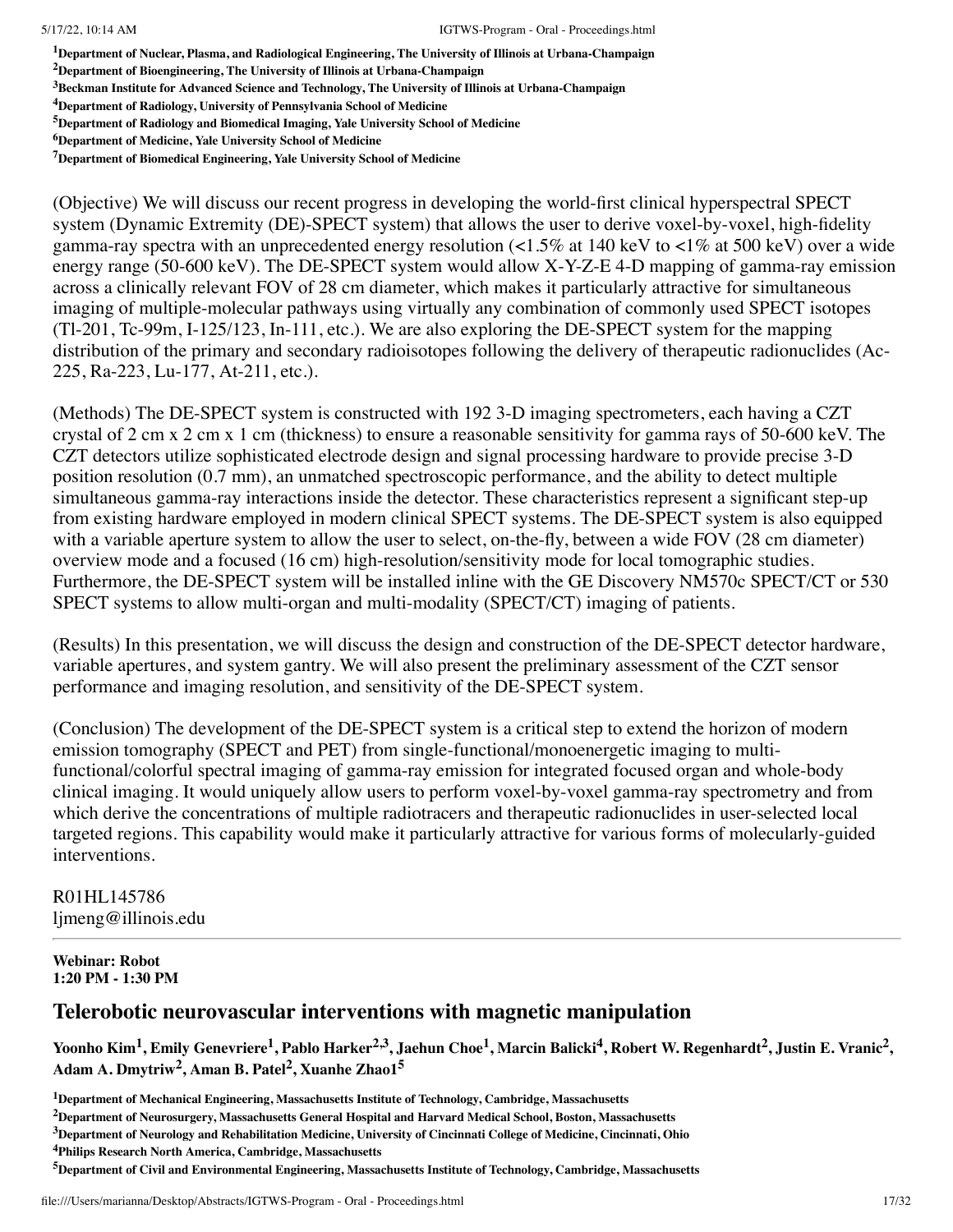[1]Department of Nuclear, Plasma, and Radiological Engineering, The University of Illinois at Urbana-Champaign
[2]Department of Bioengineering, The University of Illinois at Urbana-Champaign
[3]Beckman Institute for Advanced Science and Technology, The University of Illinois at Urbana-Champaign
[4]Department of Radiology, University of Pennsylvania School of Medicine
[5]Department of Radiology and Biomedical Imaging, Yale University School of Medicine
[6]Department of Medicine, Yale University School of Medicine
[7]Department of Biomedical Engineering, Yale University School of Medicine

(Objective) We will discuss our recent progress in developing the world-first clinical hyperspectral SPECT system (Dynamic Extremity (DE)-SPECT system) that allows the user to derive voxel-by-voxel, high-fidelity gamma-ray spectra with an unprecedented energy resolution (<1.5% at 140 keV to <1% at 500 keV) over a wide energy range (50-600 keV). The DE-SPECT system would allow X-Y-Z-E 4-D mapping of gamma-ray emission across a clinically relevant FOV of 28 cm diameter, which makes it particularly attractive for simultaneous imaging of multiple-molecular pathways using virtually any combination of commonly used SPECT isotopes (Tl-201, Tc-99m, I-125/123, In-111, etc.). We are also exploring the DE-SPECT system for the mapping distribution of the primary and secondary radioisotopes following the delivery of therapeutic radionuclides (Ac-225, Ra-223, Lu-177, At-211, etc.).

(Methods) The DE-SPECT system is constructed with 192 3-D imaging spectrometers, each having a CZT crystal of 2 cm x 2 cm x 1 cm (thickness) to ensure a reasonable sensitivity for gamma rays of 50-600 keV. The CZT detectors utilize sophisticated electrode design and signal processing hardware to provide precise 3-D position resolution (0.7 mm), an unmatched spectroscopic performance, and the ability to detect multiple simultaneous gamma-ray interactions inside the detector. These characteristics represent a significant step-up from existing hardware employed in modern clinical SPECT systems. The DE-SPECT system is also equipped with a variable aperture system to allow the user to select, on-the-fly, between a wide FOV (28 cm diameter) overview mode and a focused (16 cm) high-resolution/sensitivity mode for local tomographic studies. Furthermore, the DE-SPECT system will be installed inline with the GE Discovery NM570c SPECT/CT or 530 SPECT systems to allow multi-organ and multi-modality (SPECT/CT) imaging of patients.

(Results) In this presentation, we will discuss the design and construction of the DE-SPECT detector hardware, variable apertures, and system gantry. We will also present the preliminary assessment of the CZT sensor performance and imaging resolution, and sensitivity of the DE-SPECT system.

(Conclusion) The development of the DE-SPECT system is a critical step to extend the horizon of modern emission tomography (SPECT and PET) from single-functional/monoenergetic imaging to multi-functional/colorful spectral imaging of gamma-ray emission for integrated focused organ and whole-body clinical imaging. It would uniquely allow users to perform voxel-by-voxel gamma-ray spectrometry and from which derive the concentrations of multiple radiotracers and therapeutic radionuclides in user-selected local targeted regions. This capability would make it particularly attractive for various forms of molecularly-guided interventions.

R01HL145786
ljmeng@illinois.edu

---

**Webinar: Robot**
**1:20 PM - 1:30 PM**

## Telerobotic neurovascular interventions with magnetic manipulation

**Yoonho Kim[1], Emily Genevriere[1], Pablo Harker[2,3], Jaehun Choe[1], Marcin Balicki[4], Robert W. Regenhardt[2], Justin E. Vranic[2], Adam A. Dmytriw[2], Aman B. Patel[2], Xuanhe Zhao1[5]**

[1]Department of Mechanical Engineering, Massachusetts Institute of Technology, Cambridge, Massachusetts
[2]Department of Neurosurgery, Massachusetts General Hospital and Harvard Medical School, Boston, Massachusetts
[3]Department of Neurology and Rehabilitation Medicine, University of Cincinnati College of Medicine, Cincinnati, Ohio
[4]Philips Research North America, Cambridge, Massachusetts
[5]Department of Civil and Environmental Engineering, Massachusetts Institute of Technology, Cambridge, Massachusetts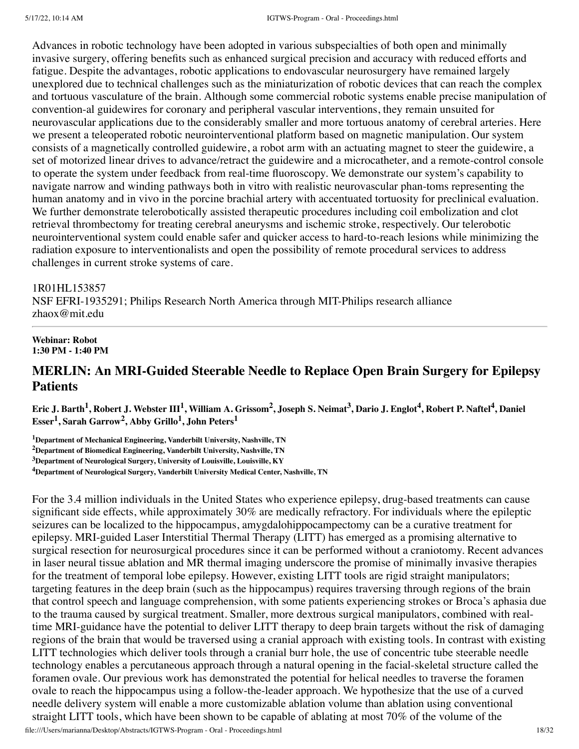Advances in robotic technology have been adopted in various subspecialties of both open and minimally invasive surgery, offering benefits such as enhanced surgical precision and accuracy with reduced efforts and fatigue. Despite the advantages, robotic applications to endovascular neurosurgery have remained largely unexplored due to technical challenges such as the miniaturization of robotic devices that can reach the complex and tortuous vasculature of the brain. Although some commercial robotic systems enable precise manipulation of convention-al guidewires for coronary and peripheral vascular interventions, they remain unsuited for neurovascular applications due to the considerably smaller and more tortuous anatomy of cerebral arteries. Here we present a teleoperated robotic neurointerventional platform based on magnetic manipulation. Our system consists of a magnetically controlled guidewire, a robot arm with an actuating magnet to steer the guidewire, a set of motorized linear drives to advance/retract the guidewire and a microcatheter, and a remote-control console to operate the system under feedback from real-time fluoroscopy. We demonstrate our system's capability to navigate narrow and winding pathways both in vitro with realistic neurovascular phan-toms representing the human anatomy and in vivo in the porcine brachial artery with accentuated tortuosity for preclinical evaluation. We further demonstrate telerobotically assisted therapeutic procedures including coil embolization and clot retrieval thrombectomy for treating cerebral aneurysms and ischemic stroke, respectively. Our telerobotic neurointerventional system could enable safer and quicker access to hard-to-reach lesions while minimizing the radiation exposure to interventionalists and open the possibility of remote procedural services to address challenges in current stroke systems of care.

1R01HL153857
NSF EFRI-1935291; Philips Research North America through MIT-Philips research alliance
zhaox@mit.edu

---

**Webinar: Robot**
**1:30 PM - 1:40 PM**

## MERLIN: An MRI-Guided Steerable Needle to Replace Open Brain Surgery for Epilepsy Patients

**Eric J. Barth[1], Robert J. Webster III[1], William A. Grissom[2], Joseph S. Neimat[3], Dario J. Englot[4], Robert P. Naftel[4], Daniel Esser[1], Sarah Garrow[2], Abby Grillo[1], John Peters[1]**

**[1]Department of Mechanical Engineering, Vanderbilt University, Nashville, TN**
**[2]Department of Biomedical Engineering, Vanderbilt University, Nashville, TN**
**[3]Department of Neurological Surgery, University of Louisville, Louisville, KY**
**[4]Department of Neurological Surgery, Vanderbilt University Medical Center, Nashville, TN**

For the 3.4 million individuals in the United States who experience epilepsy, drug-based treatments can cause significant side effects, while approximately 30% are medically refractory. For individuals where the epileptic seizures can be localized to the hippocampus, amygdalohippocampectomy can be a curative treatment for epilepsy. MRI-guided Laser Interstitial Thermal Therapy (LITT) has emerged as a promising alternative to surgical resection for neurosurgical procedures since it can be performed without a craniotomy. Recent advances in laser neural tissue ablation and MR thermal imaging underscore the promise of minimally invasive therapies for the treatment of temporal lobe epilepsy. However, existing LITT tools are rigid straight manipulators; targeting features in the deep brain (such as the hippocampus) requires traversing through regions of the brain that control speech and language comprehension, with some patients experiencing strokes or Broca's aphasia due to the trauma caused by surgical treatment. Smaller, more dextrous surgical manipulators, combined with real-time MRI-guidance have the potential to deliver LITT therapy to deep brain targets without the risk of damaging regions of the brain that would be traversed using a cranial approach with existing tools. In contrast with existing LITT technologies which deliver tools through a cranial burr hole, the use of concentric tube steerable needle technology enables a percutaneous approach through a natural opening in the facial-skeletal structure called the foramen ovale. Our previous work has demonstrated the potential for helical needles to traverse the foramen ovale to reach the hippocampus using a follow-the-leader approach. We hypothesize that the use of a curved needle delivery system will enable a more customizable ablation volume than ablation using conventional straight LITT tools, which have been shown to be capable of ablating at most 70% of the volume of the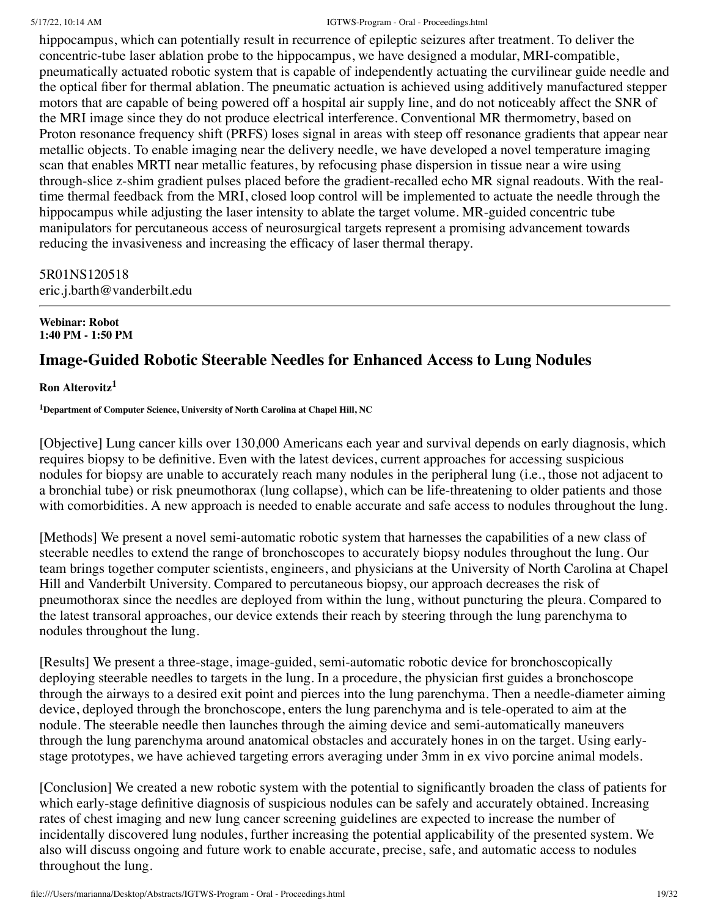hippocampus, which can potentially result in recurrence of epileptic seizures after treatment. To deliver the concentric-tube laser ablation probe to the hippocampus, we have designed a modular, MRI-compatible, pneumatically actuated robotic system that is capable of independently actuating the curvilinear guide needle and the optical fiber for thermal ablation. The pneumatic actuation is achieved using additively manufactured stepper motors that are capable of being powered off a hospital air supply line, and do not noticeably affect the SNR of the MRI image since they do not produce electrical interference. Conventional MR thermometry, based on Proton resonance frequency shift (PRFS) loses signal in areas with steep off resonance gradients that appear near metallic objects. To enable imaging near the delivery needle, we have developed a novel temperature imaging scan that enables MRTI near metallic features, by refocusing phase dispersion in tissue near a wire using through-slice z-shim gradient pulses placed before the gradient-recalled echo MR signal readouts. With the real-time thermal feedback from the MRI, closed loop control will be implemented to actuate the needle through the hippocampus while adjusting the laser intensity to ablate the target volume. MR-guided concentric tube manipulators for percutaneous access of neurosurgical targets represent a promising advancement towards reducing the invasiveness and increasing the efficacy of laser thermal therapy.

5R01NS120518
eric.j.barth@vanderbilt.edu

---

**Webinar: Robot**
**1:40 PM - 1:50 PM**

## Image-Guided Robotic Steerable Needles for Enhanced Access to Lung Nodules

**Ron Alterovitz[1]**

**[1]Department of Computer Science, University of North Carolina at Chapel Hill, NC**

[Objective] Lung cancer kills over 130,000 Americans each year and survival depends on early diagnosis, which requires biopsy to be definitive. Even with the latest devices, current approaches for accessing suspicious nodules for biopsy are unable to accurately reach many nodules in the peripheral lung (i.e., those not adjacent to a bronchial tube) or risk pneumothorax (lung collapse), which can be life-threatening to older patients and those with comorbidities. A new approach is needed to enable accurate and safe access to nodules throughout the lung.

[Methods] We present a novel semi-automatic robotic system that harnesses the capabilities of a new class of steerable needles to extend the range of bronchoscopes to accurately biopsy nodules throughout the lung. Our team brings together computer scientists, engineers, and physicians at the University of North Carolina at Chapel Hill and Vanderbilt University. Compared to percutaneous biopsy, our approach decreases the risk of pneumothorax since the needles are deployed from within the lung, without puncturing the pleura. Compared to the latest transoral approaches, our device extends their reach by steering through the lung parenchyma to nodules throughout the lung.

[Results] We present a three-stage, image-guided, semi-automatic robotic device for bronchoscopically deploying steerable needles to targets in the lung. In a procedure, the physician first guides a bronchoscope through the airways to a desired exit point and pierces into the lung parenchyma. Then a needle-diameter aiming device, deployed through the bronchoscope, enters the lung parenchyma and is tele-operated to aim at the nodule. The steerable needle then launches through the aiming device and semi-automatically maneuvers through the lung parenchyma around anatomical obstacles and accurately hones in on the target. Using early-stage prototypes, we have achieved targeting errors averaging under 3mm in ex vivo porcine animal models.

[Conclusion] We created a new robotic system with the potential to significantly broaden the class of patients for which early-stage definitive diagnosis of suspicious nodules can be safely and accurately obtained. Increasing rates of chest imaging and new lung cancer screening guidelines are expected to increase the number of incidentally discovered lung nodules, further increasing the potential applicability of the presented system. We also will discuss ongoing and future work to enable accurate, precise, safe, and automatic access to nodules throughout the lung.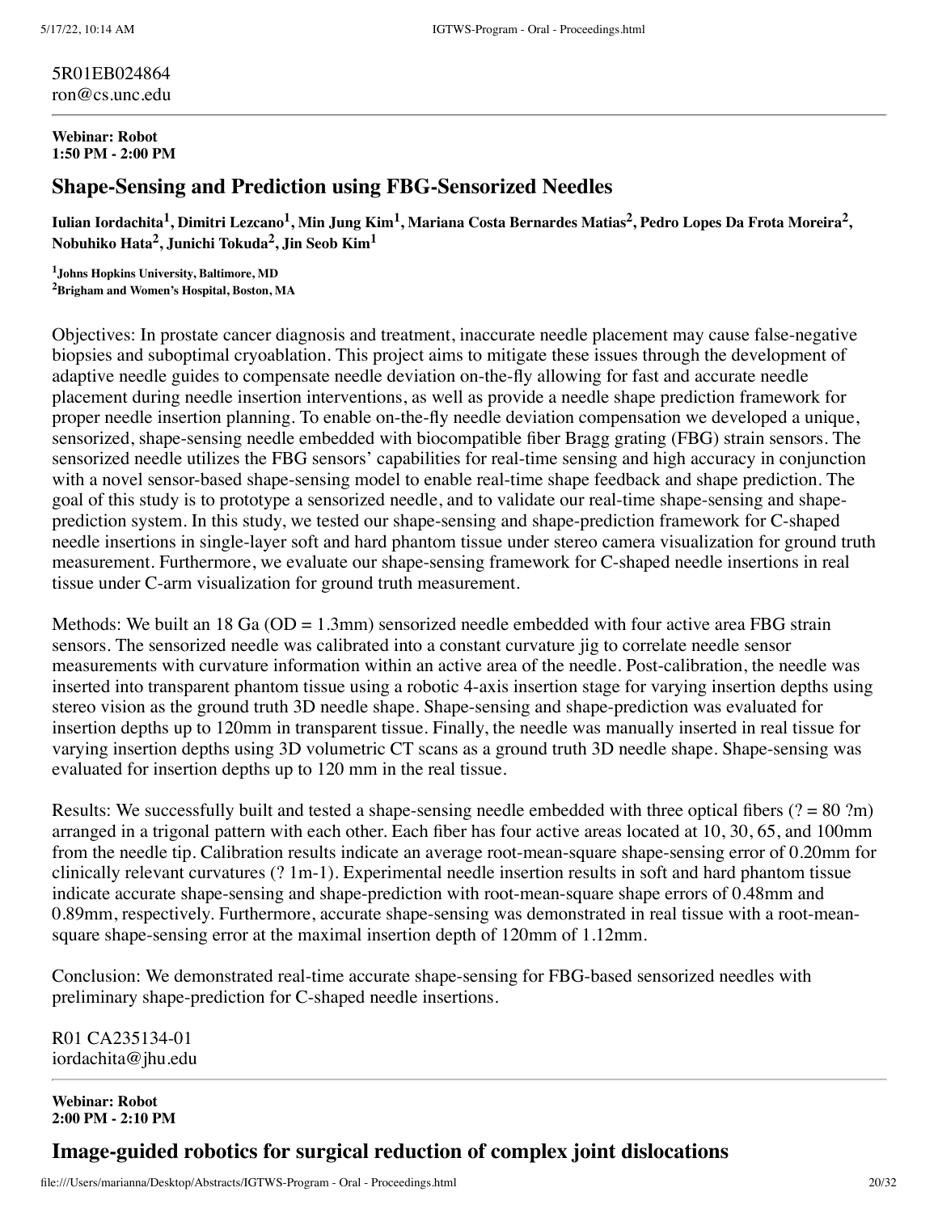5R01EB024864
ron@cs.unc.edu

---

**Webinar: Robot**
**1:50 PM - 2:00 PM**

## Shape-Sensing and Prediction using FBG-Sensorized Needles

**Iulian Iordachita[1], Dimitri Lezcano[1], Min Jung Kim[1], Mariana Costa Bernardes Matias[2], Pedro Lopes Da Frota Moreira[2], Nobuhiko Hata[2], Junichi Tokuda[2], Jin Seob Kim[1]**

**[1]Johns Hopkins University, Baltimore, MD**
**[2]Brigham and Women's Hospital, Boston, MA**

Objectives: In prostate cancer diagnosis and treatment, inaccurate needle placement may cause false-negative biopsies and suboptimal cryoablation. This project aims to mitigate these issues through the development of adaptive needle guides to compensate needle deviation on-the-fly allowing for fast and accurate needle placement during needle insertion interventions, as well as provide a needle shape prediction framework for proper needle insertion planning. To enable on-the-fly needle deviation compensation we developed a unique, sensorized, shape-sensing needle embedded with biocompatible fiber Bragg grating (FBG) strain sensors. The sensorized needle utilizes the FBG sensors' capabilities for real-time sensing and high accuracy in conjunction with a novel sensor-based shape-sensing model to enable real-time shape feedback and shape prediction. The goal of this study is to prototype a sensorized needle, and to validate our real-time shape-sensing and shape-prediction system. In this study, we tested our shape-sensing and shape-prediction framework for C-shaped needle insertions in single-layer soft and hard phantom tissue under stereo camera visualization for ground truth measurement. Furthermore, we evaluate our shape-sensing framework for C-shaped needle insertions in real tissue under C-arm visualization for ground truth measurement.

Methods: We built an 18 Ga (OD = 1.3mm) sensorized needle embedded with four active area FBG strain sensors. The sensorized needle was calibrated into a constant curvature jig to correlate needle sensor measurements with curvature information within an active area of the needle. Post-calibration, the needle was inserted into transparent phantom tissue using a robotic 4-axis insertion stage for varying insertion depths using stereo vision as the ground truth 3D needle shape. Shape-sensing and shape-prediction was evaluated for insertion depths up to 120mm in transparent tissue. Finally, the needle was manually inserted in real tissue for varying insertion depths using 3D volumetric CT scans as a ground truth 3D needle shape. Shape-sensing was evaluated for insertion depths up to 120 mm in the real tissue.

Results: We successfully built and tested a shape-sensing needle embedded with three optical fibers (? = 80 ?m) arranged in a trigonal pattern with each other. Each fiber has four active areas located at 10, 30, 65, and 100mm from the needle tip. Calibration results indicate an average root-mean-square shape-sensing error of 0.20mm for clinically relevant curvatures (? 1m-1). Experimental needle insertion results in soft and hard phantom tissue indicate accurate shape-sensing and shape-prediction with root-mean-square shape errors of 0.48mm and 0.89mm, respectively. Furthermore, accurate shape-sensing was demonstrated in real tissue with a root-mean-square shape-sensing error at the maximal insertion depth of 120mm of 1.12mm.

Conclusion: We demonstrated real-time accurate shape-sensing for FBG-based sensorized needles with preliminary shape-prediction for C-shaped needle insertions.

R01 CA235134-01
iordachita@jhu.edu

---

**Webinar: Robot**
**2:00 PM - 2:10 PM**

## Image-guided robotics for surgical reduction of complex joint dislocations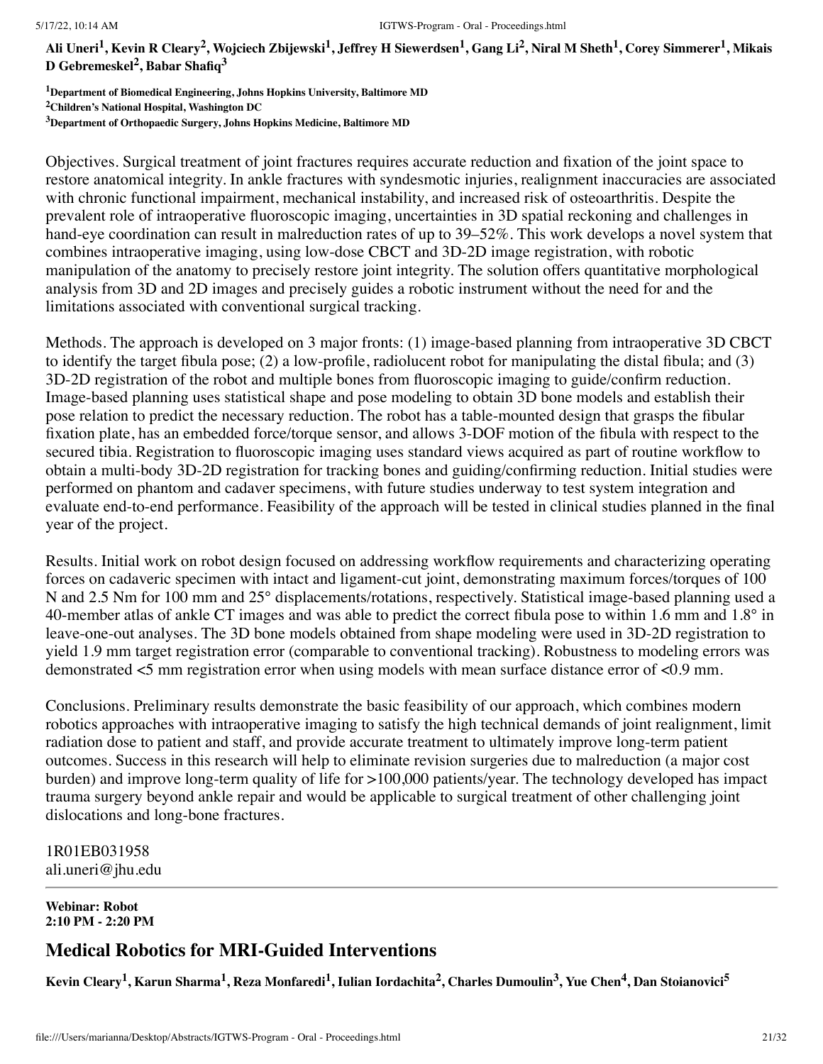**Ali Uneri[1], Kevin R Cleary[2], Wojciech Zbijewski[1], Jeffrey H Siewerdsen[1], Gang Li[2], Niral M Sheth[1], Corey Simmerer[1], Mikais D Gebremeskel[2], Babar Shafiq[3]**

**[1]Department of Biomedical Engineering, Johns Hopkins University, Baltimore MD**
**[2]Children's National Hospital, Washington DC**
**[3]Department of Orthopaedic Surgery, Johns Hopkins Medicine, Baltimore MD**

Objectives. Surgical treatment of joint fractures requires accurate reduction and fixation of the joint space to restore anatomical integrity. In ankle fractures with syndesmotic injuries, realignment inaccuracies are associated with chronic functional impairment, mechanical instability, and increased risk of osteoarthritis. Despite the prevalent role of intraoperative fluoroscopic imaging, uncertainties in 3D spatial reckoning and challenges in hand-eye coordination can result in malreduction rates of up to 39–52%. This work develops a novel system that combines intraoperative imaging, using low-dose CBCT and 3D-2D image registration, with robotic manipulation of the anatomy to precisely restore joint integrity. The solution offers quantitative morphological analysis from 3D and 2D images and precisely guides a robotic instrument without the need for and the limitations associated with conventional surgical tracking.

Methods. The approach is developed on 3 major fronts: (1) image-based planning from intraoperative 3D CBCT to identify the target fibula pose; (2) a low-profile, radiolucent robot for manipulating the distal fibula; and (3) 3D-2D registration of the robot and multiple bones from fluoroscopic imaging to guide/confirm reduction. Image-based planning uses statistical shape and pose modeling to obtain 3D bone models and establish their pose relation to predict the necessary reduction. The robot has a table-mounted design that grasps the fibular fixation plate, has an embedded force/torque sensor, and allows 3-DOF motion of the fibula with respect to the secured tibia. Registration to fluoroscopic imaging uses standard views acquired as part of routine workflow to obtain a multi-body 3D-2D registration for tracking bones and guiding/confirming reduction. Initial studies were performed on phantom and cadaver specimens, with future studies underway to test system integration and evaluate end-to-end performance. Feasibility of the approach will be tested in clinical studies planned in the final year of the project.

Results. Initial work on robot design focused on addressing workflow requirements and characterizing operating forces on cadaveric specimen with intact and ligament-cut joint, demonstrating maximum forces/torques of 100 N and 2.5 Nm for 100 mm and 25° displacements/rotations, respectively. Statistical image-based planning used a 40-member atlas of ankle CT images and was able to predict the correct fibula pose to within 1.6 mm and 1.8° in leave-one-out analyses. The 3D bone models obtained from shape modeling were used in 3D-2D registration to yield 1.9 mm target registration error (comparable to conventional tracking). Robustness to modeling errors was demonstrated <5 mm registration error when using models with mean surface distance error of <0.9 mm.

Conclusions. Preliminary results demonstrate the basic feasibility of our approach, which combines modern robotics approaches with intraoperative imaging to satisfy the high technical demands of joint realignment, limit radiation dose to patient and staff, and provide accurate treatment to ultimately improve long-term patient outcomes. Success in this research will help to eliminate revision surgeries due to malreduction (a major cost burden) and improve long-term quality of life for >100,000 patients/year. The technology developed has impact trauma surgery beyond ankle repair and would be applicable to surgical treatment of other challenging joint dislocations and long-bone fractures.

1R01EB031958
ali.uneri@jhu.edu

---

**Webinar: Robot**
**2:10 PM - 2:20 PM**

## Medical Robotics for MRI-Guided Interventions

**Kevin Cleary[1], Karun Sharma[1], Reza Monfaredi[1], Iulian Iordachita[2], Charles Dumoulin[3], Yue Chen[4], Dan Stoianovici[5]**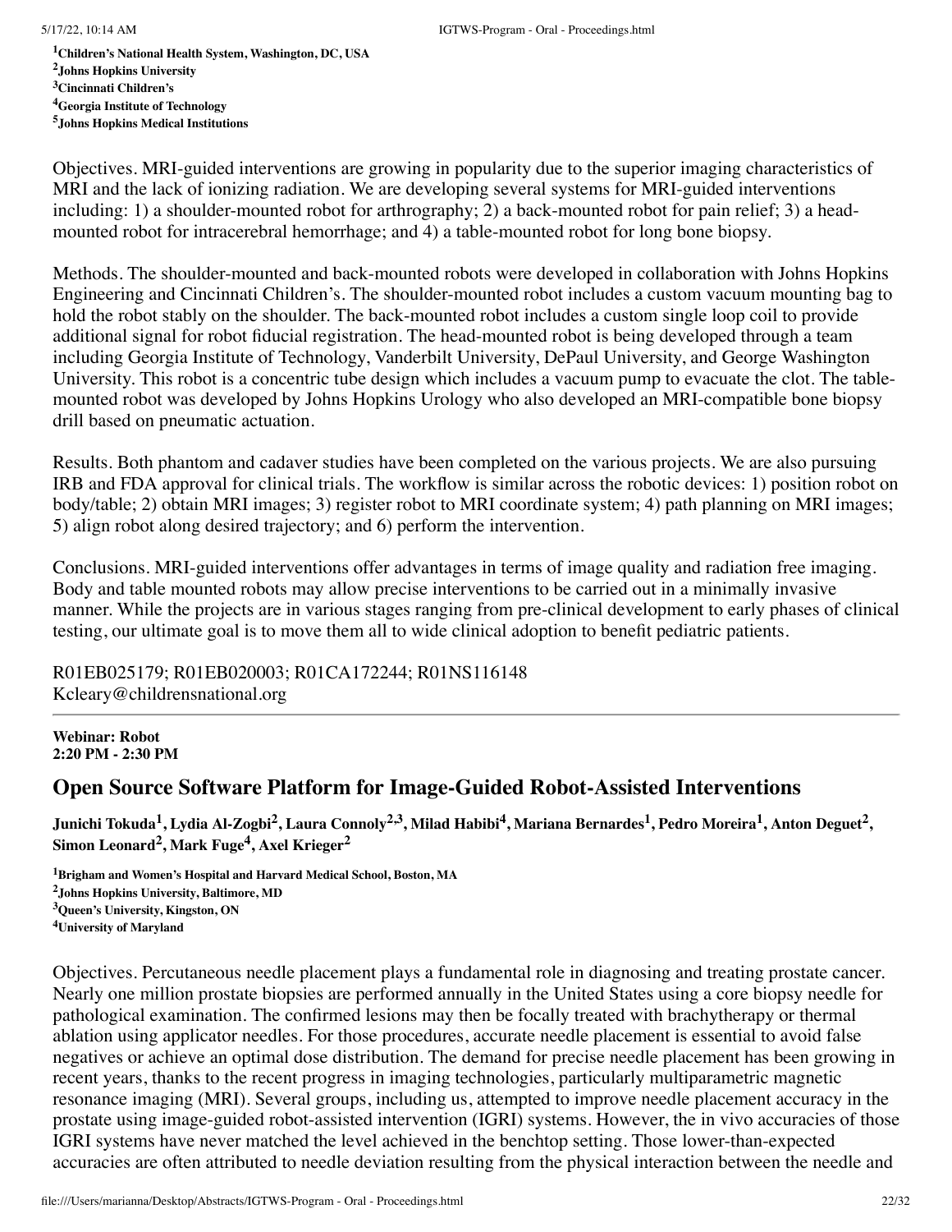[1]Children's National Health System, Washington, DC, USA
[2]Johns Hopkins University
[3]Cincinnati Children's
[4]Georgia Institute of Technology
[5]Johns Hopkins Medical Institutions

Objectives. MRI-guided interventions are growing in popularity due to the superior imaging characteristics of MRI and the lack of ionizing radiation. We are developing several systems for MRI-guided interventions including: 1) a shoulder-mounted robot for arthrography; 2) a back-mounted robot for pain relief; 3) a head-mounted robot for intracerebral hemorrhage; and 4) a table-mounted robot for long bone biopsy.

Methods. The shoulder-mounted and back-mounted robots were developed in collaboration with Johns Hopkins Engineering and Cincinnati Children's. The shoulder-mounted robot includes a custom vacuum mounting bag to hold the robot stably on the shoulder. The back-mounted robot includes a custom single loop coil to provide additional signal for robot fiducial registration. The head-mounted robot is being developed through a team including Georgia Institute of Technology, Vanderbilt University, DePaul University, and George Washington University. This robot is a concentric tube design which includes a vacuum pump to evacuate the clot. The table-mounted robot was developed by Johns Hopkins Urology who also developed an MRI-compatible bone biopsy drill based on pneumatic actuation.

Results. Both phantom and cadaver studies have been completed on the various projects. We are also pursuing IRB and FDA approval for clinical trials. The workflow is similar across the robotic devices: 1) position robot on body/table; 2) obtain MRI images; 3) register robot to MRI coordinate system; 4) path planning on MRI images; 5) align robot along desired trajectory; and 6) perform the intervention.

Conclusions. MRI-guided interventions offer advantages in terms of image quality and radiation free imaging. Body and table mounted robots may allow precise interventions to be carried out in a minimally invasive manner. While the projects are in various stages ranging from pre-clinical development to early phases of clinical testing, our ultimate goal is to move them all to wide clinical adoption to benefit pediatric patients.

R01EB025179; R01EB020003; R01CA172244; R01NS116148
Kcleary@childrensnational.org

---

**Webinar: Robot**
**2:20 PM - 2:30 PM**

## Open Source Software Platform for Image-Guided Robot-Assisted Interventions

**Junichi Tokuda[1], Lydia Al-Zogbi[2], Laura Connoly[2,3], Milad Habibi[4], Mariana Bernardes[1], Pedro Moreira[1], Anton Deguet[2], Simon Leonard[2], Mark Fuge[4], Axel Krieger[2]**

[1]Brigham and Women's Hospital and Harvard Medical School, Boston, MA
[2]Johns Hopkins University, Baltimore, MD
[3]Queen's University, Kingston, ON
[4]University of Maryland

Objectives. Percutaneous needle placement plays a fundamental role in diagnosing and treating prostate cancer. Nearly one million prostate biopsies are performed annually in the United States using a core biopsy needle for pathological examination. The confirmed lesions may then be focally treated with brachytherapy or thermal ablation using applicator needles. For those procedures, accurate needle placement is essential to avoid false negatives or achieve an optimal dose distribution. The demand for precise needle placement has been growing in recent years, thanks to the recent progress in imaging technologies, particularly multiparametric magnetic resonance imaging (MRI). Several groups, including us, attempted to improve needle placement accuracy in the prostate using image-guided robot-assisted intervention (IGRI) systems. However, the in vivo accuracies of those IGRI systems have never matched the level achieved in the benchtop setting. Those lower-than-expected accuracies are often attributed to needle deviation resulting from the physical interaction between the needle and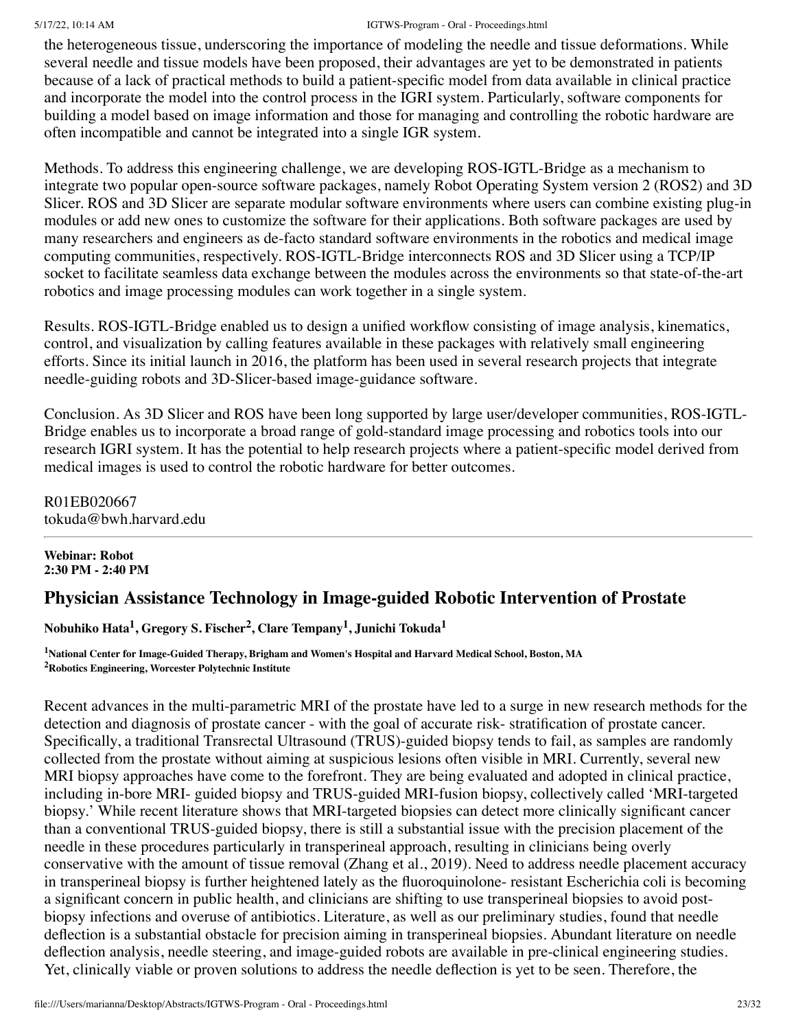the heterogeneous tissue, underscoring the importance of modeling the needle and tissue deformations. While several needle and tissue models have been proposed, their advantages are yet to be demonstrated in patients because of a lack of practical methods to build a patient-specific model from data available in clinical practice and incorporate the model into the control process in the IGRI system. Particularly, software components for building a model based on image information and those for managing and controlling the robotic hardware are often incompatible and cannot be integrated into a single IGR system.

Methods. To address this engineering challenge, we are developing ROS-IGTL-Bridge as a mechanism to integrate two popular open-source software packages, namely Robot Operating System version 2 (ROS2) and 3D Slicer. ROS and 3D Slicer are separate modular software environments where users can combine existing plug-in modules or add new ones to customize the software for their applications. Both software packages are used by many researchers and engineers as de-facto standard software environments in the robotics and medical image computing communities, respectively. ROS-IGTL-Bridge interconnects ROS and 3D Slicer using a TCP/IP socket to facilitate seamless data exchange between the modules across the environments so that state-of-the-art robotics and image processing modules can work together in a single system.

Results. ROS-IGTL-Bridge enabled us to design a unified workflow consisting of image analysis, kinematics, control, and visualization by calling features available in these packages with relatively small engineering efforts. Since its initial launch in 2016, the platform has been used in several research projects that integrate needle-guiding robots and 3D-Slicer-based image-guidance software.

Conclusion. As 3D Slicer and ROS have been long supported by large user/developer communities, ROS-IGTL-Bridge enables us to incorporate a broad range of gold-standard image processing and robotics tools into our research IGRI system. It has the potential to help research projects where a patient-specific model derived from medical images is used to control the robotic hardware for better outcomes.

R01EB020667
tokuda@bwh.harvard.edu

---

**Webinar: Robot**
**2:30 PM - 2:40 PM**

## Physician Assistance Technology in Image-guided Robotic Intervention of Prostate

**Nobuhiko Hata[1], Gregory S. Fischer[2], Clare Tempany[1], Junichi Tokuda[1]**

**[1]National Center for Image-Guided Therapy, Brigham and Women's Hospital and Harvard Medical School, Boston, MA**
**[2]Robotics Engineering, Worcester Polytechnic Institute**

Recent advances in the multi-parametric MRI of the prostate have led to a surge in new research methods for the detection and diagnosis of prostate cancer - with the goal of accurate risk- stratification of prostate cancer. Specifically, a traditional Transrectal Ultrasound (TRUS)-guided biopsy tends to fail, as samples are randomly collected from the prostate without aiming at suspicious lesions often visible in MRI. Currently, several new MRI biopsy approaches have come to the forefront. They are being evaluated and adopted in clinical practice, including in-bore MRI- guided biopsy and TRUS-guided MRI-fusion biopsy, collectively called 'MRI-targeted biopsy.' While recent literature shows that MRI-targeted biopsies can detect more clinically significant cancer than a conventional TRUS-guided biopsy, there is still a substantial issue with the precision placement of the needle in these procedures particularly in transperineal approach, resulting in clinicians being overly conservative with the amount of tissue removal (Zhang et al., 2019). Need to address needle placement accuracy in transperineal biopsy is further heightened lately as the fluoroquinolone- resistant Escherichia coli is becoming a significant concern in public health, and clinicians are shifting to use transperineal biopsies to avoid post-biopsy infections and overuse of antibiotics. Literature, as well as our preliminary studies, found that needle deflection is a substantial obstacle for precision aiming in transperineal biopsies. Abundant literature on needle deflection analysis, needle steering, and image-guided robots are available in pre-clinical engineering studies. Yet, clinically viable or proven solutions to address the needle deflection is yet to be seen. Therefore, the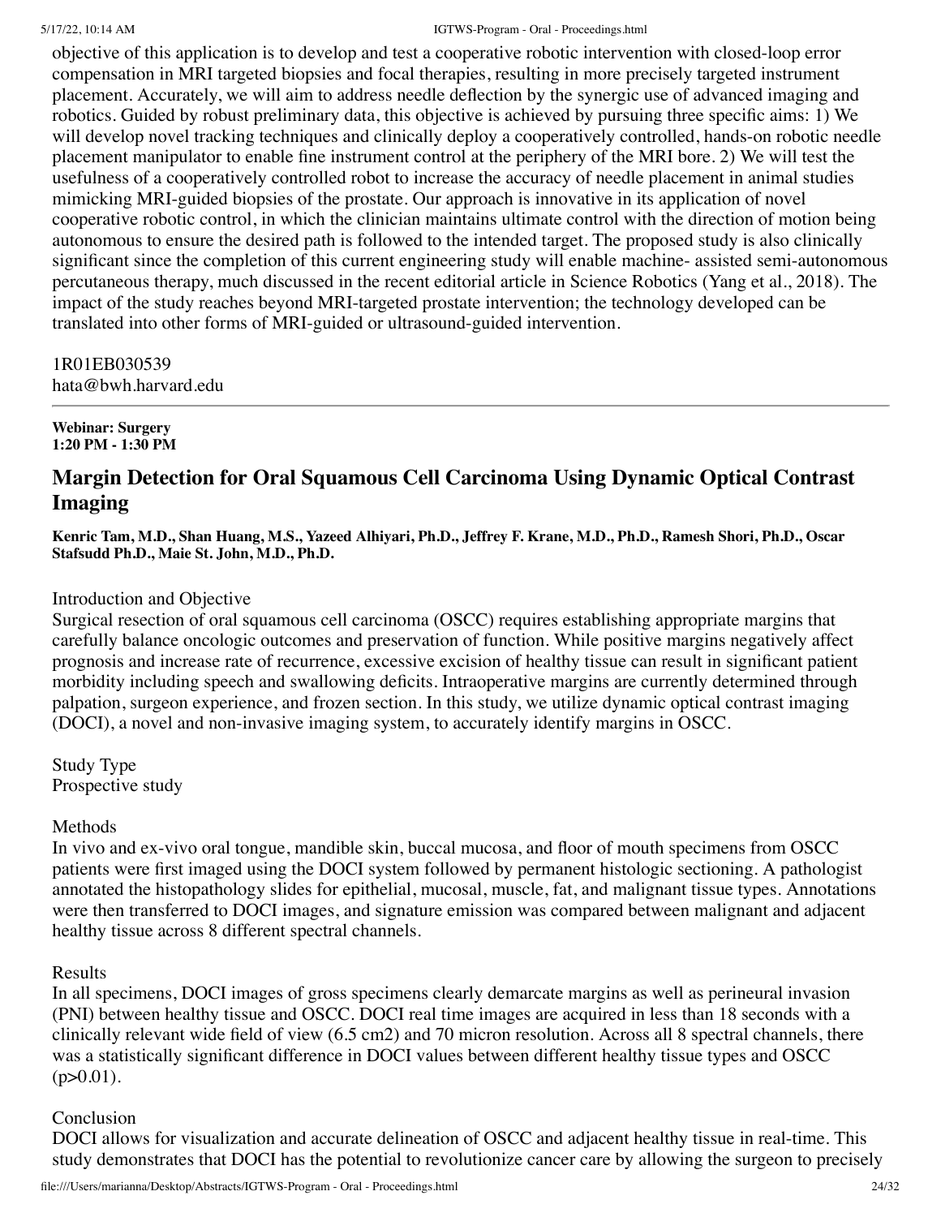objective of this application is to develop and test a cooperative robotic intervention with closed-loop error compensation in MRI targeted biopsies and focal therapies, resulting in more precisely targeted instrument placement. Accurately, we will aim to address needle deflection by the synergic use of advanced imaging and robotics. Guided by robust preliminary data, this objective is achieved by pursuing three specific aims: 1) We will develop novel tracking techniques and clinically deploy a cooperatively controlled, hands-on robotic needle placement manipulator to enable fine instrument control at the periphery of the MRI bore. 2) We will test the usefulness of a cooperatively controlled robot to increase the accuracy of needle placement in animal studies mimicking MRI-guided biopsies of the prostate. Our approach is innovative in its application of novel cooperative robotic control, in which the clinician maintains ultimate control with the direction of motion being autonomous to ensure the desired path is followed to the intended target. The proposed study is also clinically significant since the completion of this current engineering study will enable machine- assisted semi-autonomous percutaneous therapy, much discussed in the recent editorial article in Science Robotics (Yang et al., 2018). The impact of the study reaches beyond MRI-targeted prostate intervention; the technology developed can be translated into other forms of MRI-guided or ultrasound-guided intervention.

1R01EB030539
hata@bwh.harvard.edu

---

**Webinar: Surgery**
**1:20 PM - 1:30 PM**

## Margin Detection for Oral Squamous Cell Carcinoma Using Dynamic Optical Contrast Imaging

**Kenric Tam, M.D., Shan Huang, M.S., Yazeed Alhiyari, Ph.D., Jeffrey F. Krane, M.D., Ph.D., Ramesh Shori, Ph.D., Oscar Stafsudd Ph.D., Maie St. John, M.D., Ph.D.**

Introduction and Objective
Surgical resection of oral squamous cell carcinoma (OSCC) requires establishing appropriate margins that carefully balance oncologic outcomes and preservation of function. While positive margins negatively affect prognosis and increase rate of recurrence, excessive excision of healthy tissue can result in significant patient morbidity including speech and swallowing deficits. Intraoperative margins are currently determined through palpation, surgeon experience, and frozen section. In this study, we utilize dynamic optical contrast imaging (DOCI), a novel and non-invasive imaging system, to accurately identify margins in OSCC.

Study Type
Prospective study

Methods
In vivo and ex-vivo oral tongue, mandible skin, buccal mucosa, and floor of mouth specimens from OSCC patients were first imaged using the DOCI system followed by permanent histologic sectioning. A pathologist annotated the histopathology slides for epithelial, mucosal, muscle, fat, and malignant tissue types. Annotations were then transferred to DOCI images, and signature emission was compared between malignant and adjacent healthy tissue across 8 different spectral channels.

Results
In all specimens, DOCI images of gross specimens clearly demarcate margins as well as perineural invasion (PNI) between healthy tissue and OSCC. DOCI real time images are acquired in less than 18 seconds with a clinically relevant wide field of view (6.5 cm2) and 70 micron resolution. Across all 8 spectral channels, there was a statistically significant difference in DOCI values between different healthy tissue types and OSCC ($p>0.01$).

Conclusion
DOCI allows for visualization and accurate delineation of OSCC and adjacent healthy tissue in real-time. This study demonstrates that DOCI has the potential to revolutionize cancer care by allowing the surgeon to precisely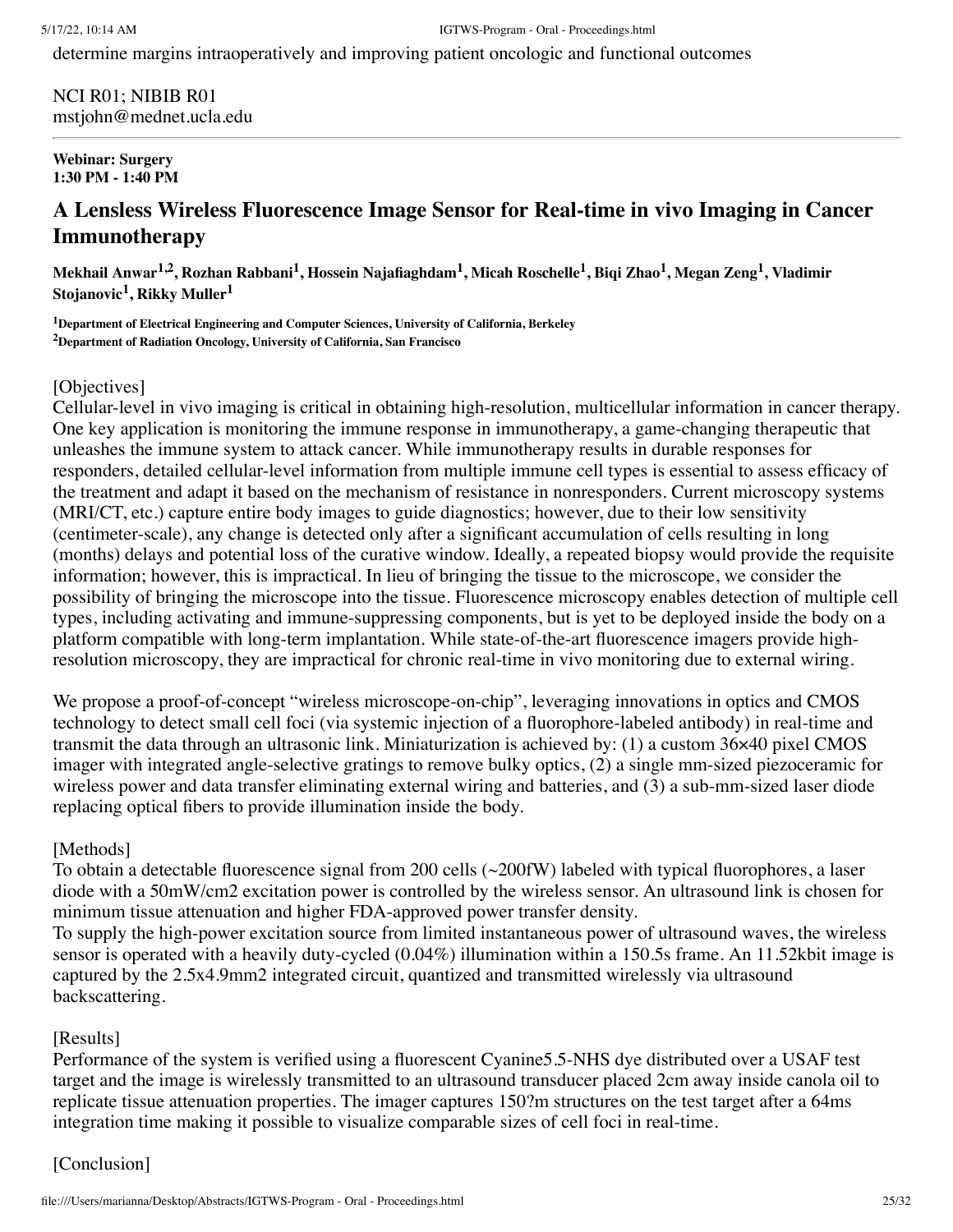determine margins intraoperatively and improving patient oncologic and functional outcomes

NCI R01; NIBIB R01
mstjohn@mednet.ucla.edu

---

**Webinar: Surgery**
**1:30 PM - 1:40 PM**

## A Lensless Wireless Fluorescence Image Sensor for Real-time in vivo Imaging in Cancer Immunotherapy

**Mekhail Anwar[1,2], Rozhan Rabbani[1], Hossein Najafiaghdam[1], Micah Roschelle[1], Biqi Zhao[1], Megan Zeng[1], Vladimir Stojanovic[1], Rikky Muller[1]**

**[1]Department of Electrical Engineering and Computer Sciences, University of California, Berkeley**
**[2]Department of Radiation Oncology, University of California, San Francisco**

[Objectives]
Cellular-level in vivo imaging is critical in obtaining high-resolution, multicellular information in cancer therapy. One key application is monitoring the immune response in immunotherapy, a game-changing therapeutic that unleashes the immune system to attack cancer. While immunotherapy results in durable responses for responders, detailed cellular-level information from multiple immune cell types is essential to assess efficacy of the treatment and adapt it based on the mechanism of resistance in nonresponders. Current microscopy systems (MRI/CT, etc.) capture entire body images to guide diagnostics; however, due to their low sensitivity (centimeter-scale), any change is detected only after a significant accumulation of cells resulting in long (months) delays and potential loss of the curative window. Ideally, a repeated biopsy would provide the requisite information; however, this is impractical. In lieu of bringing the tissue to the microscope, we consider the possibility of bringing the microscope into the tissue. Fluorescence microscopy enables detection of multiple cell types, including activating and immune-suppressing components, but is yet to be deployed inside the body on a platform compatible with long-term implantation. While state-of-the-art fluorescence imagers provide high-resolution microscopy, they are impractical for chronic real-time in vivo monitoring due to external wiring.

We propose a proof-of-concept "wireless microscope-on-chip", leveraging innovations in optics and CMOS technology to detect small cell foci (via systemic injection of a fluorophore-labeled antibody) in real-time and transmit the data through an ultrasonic link. Miniaturization is achieved by: (1) a custom 36×40 pixel CMOS imager with integrated angle-selective gratings to remove bulky optics, (2) a single mm-sized piezoceramic for wireless power and data transfer eliminating external wiring and batteries, and (3) a sub-mm-sized laser diode replacing optical fibers to provide illumination inside the body.

[Methods]
To obtain a detectable fluorescence signal from 200 cells (~200fW) labeled with typical fluorophores, a laser diode with a 50mW/cm2 excitation power is controlled by the wireless sensor. An ultrasound link is chosen for minimum tissue attenuation and higher FDA-approved power transfer density.
To supply the high-power excitation source from limited instantaneous power of ultrasound waves, the wireless sensor is operated with a heavily duty-cycled (0.04%) illumination within a 150.5s frame. An 11.52kbit image is captured by the 2.5x4.9mm2 integrated circuit, quantized and transmitted wirelessly via ultrasound backscattering.

[Results]
Performance of the system is verified using a fluorescent Cyanine5.5-NHS dye distributed over a USAF test target and the image is wirelessly transmitted to an ultrasound transducer placed 2cm away inside canola oil to replicate tissue attenuation properties. The imager captures 150?m structures on the test target after a 64ms integration time making it possible to visualize comparable sizes of cell foci in real-time.

[Conclusion]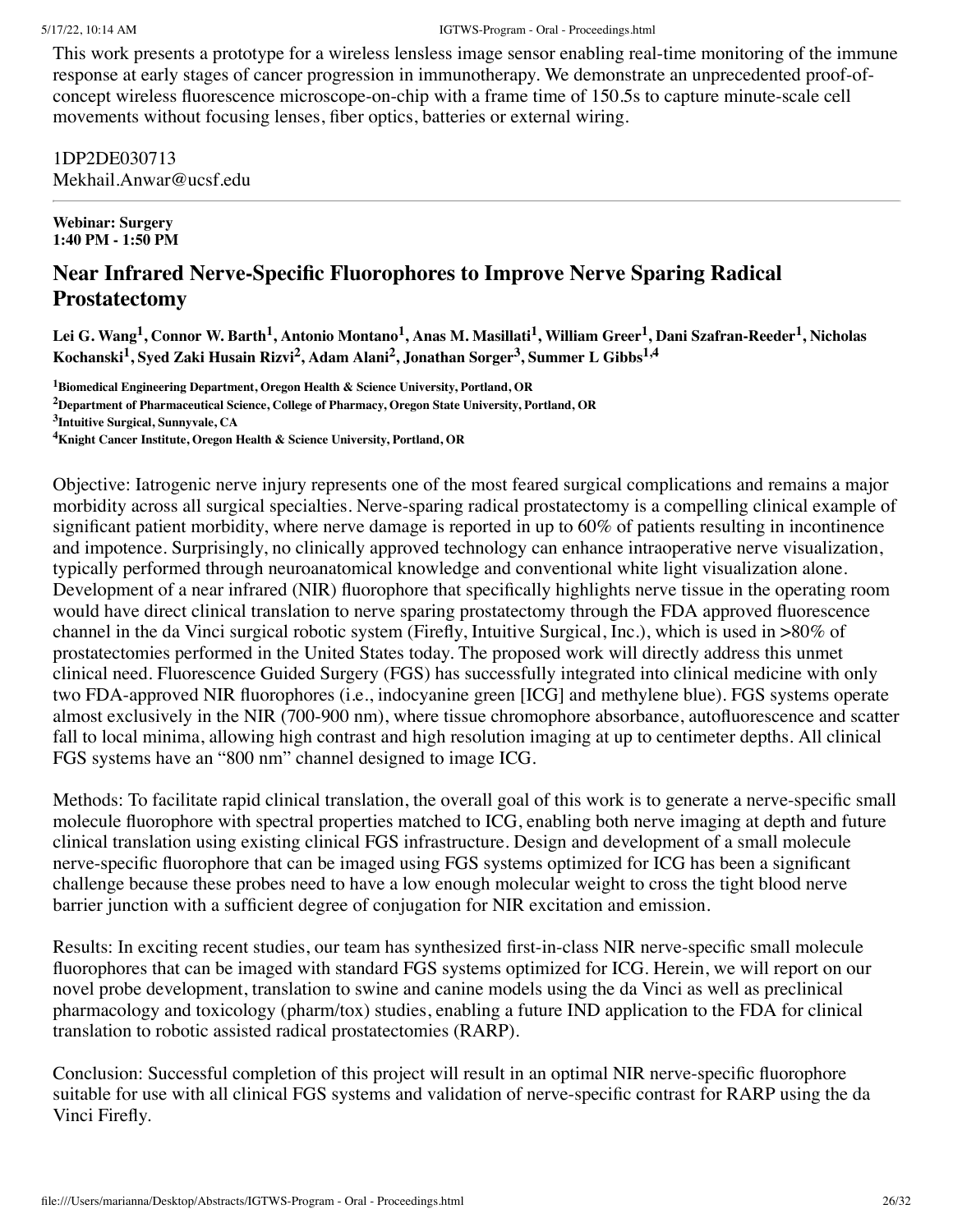This work presents a prototype for a wireless lensless image sensor enabling real-time monitoring of the immune response at early stages of cancer progression in immunotherapy. We demonstrate an unprecedented proof-of-concept wireless fluorescence microscope-on-chip with a frame time of 150.5s to capture minute-scale cell movements without focusing lenses, fiber optics, batteries or external wiring.

1DP2DE030713
Mekhail.Anwar@ucsf.edu

---

**Webinar: Surgery**
**1:40 PM - 1:50 PM**

## Near Infrared Nerve-Specific Fluorophores to Improve Nerve Sparing Radical Prostatectomy

**Lei G. Wang[1], Connor W. Barth[1], Antonio Montano[1], Anas M. Masillati[1], William Greer[1], Dani Szafran-Reeder[1], Nicholas Kochanski[1], Syed Zaki Husain Rizvi[2], Adam Alani[2], Jonathan Sorger[3], Summer L Gibbs[1,4]**

**[1]Biomedical Engineering Department, Oregon Health & Science University, Portland, OR**
**[2]Department of Pharmaceutical Science, College of Pharmacy, Oregon State University, Portland, OR**
**[3]Intuitive Surgical, Sunnyvale, CA**
**[4]Knight Cancer Institute, Oregon Health & Science University, Portland, OR**

Objective: Iatrogenic nerve injury represents one of the most feared surgical complications and remains a major morbidity across all surgical specialties. Nerve-sparing radical prostatectomy is a compelling clinical example of significant patient morbidity, where nerve damage is reported in up to 60% of patients resulting in incontinence and impotence. Surprisingly, no clinically approved technology can enhance intraoperative nerve visualization, typically performed through neuroanatomical knowledge and conventional white light visualization alone. Development of a near infrared (NIR) fluorophore that specifically highlights nerve tissue in the operating room would have direct clinical translation to nerve sparing prostatectomy through the FDA approved fluorescence channel in the da Vinci surgical robotic system (Firefly, Intuitive Surgical, Inc.), which is used in >80% of prostatectomies performed in the United States today. The proposed work will directly address this unmet clinical need. Fluorescence Guided Surgery (FGS) has successfully integrated into clinical medicine with only two FDA-approved NIR fluorophores (i.e., indocyanine green [ICG] and methylene blue). FGS systems operate almost exclusively in the NIR (700-900 nm), where tissue chromophore absorbance, autofluorescence and scatter fall to local minima, allowing high contrast and high resolution imaging at up to centimeter depths. All clinical FGS systems have an "800 nm" channel designed to image ICG.

Methods: To facilitate rapid clinical translation, the overall goal of this work is to generate a nerve-specific small molecule fluorophore with spectral properties matched to ICG, enabling both nerve imaging at depth and future clinical translation using existing clinical FGS infrastructure. Design and development of a small molecule nerve-specific fluorophore that can be imaged using FGS systems optimized for ICG has been a significant challenge because these probes need to have a low enough molecular weight to cross the tight blood nerve barrier junction with a sufficient degree of conjugation for NIR excitation and emission.

Results: In exciting recent studies, our team has synthesized first-in-class NIR nerve-specific small molecule fluorophores that can be imaged with standard FGS systems optimized for ICG. Herein, we will report on our novel probe development, translation to swine and canine models using the da Vinci as well as preclinical pharmacology and toxicology (pharm/tox) studies, enabling a future IND application to the FDA for clinical translation to robotic assisted radical prostatectomies (RARP).

Conclusion: Successful completion of this project will result in an optimal NIR nerve-specific fluorophore suitable for use with all clinical FGS systems and validation of nerve-specific contrast for RARP using the da Vinci Firefly.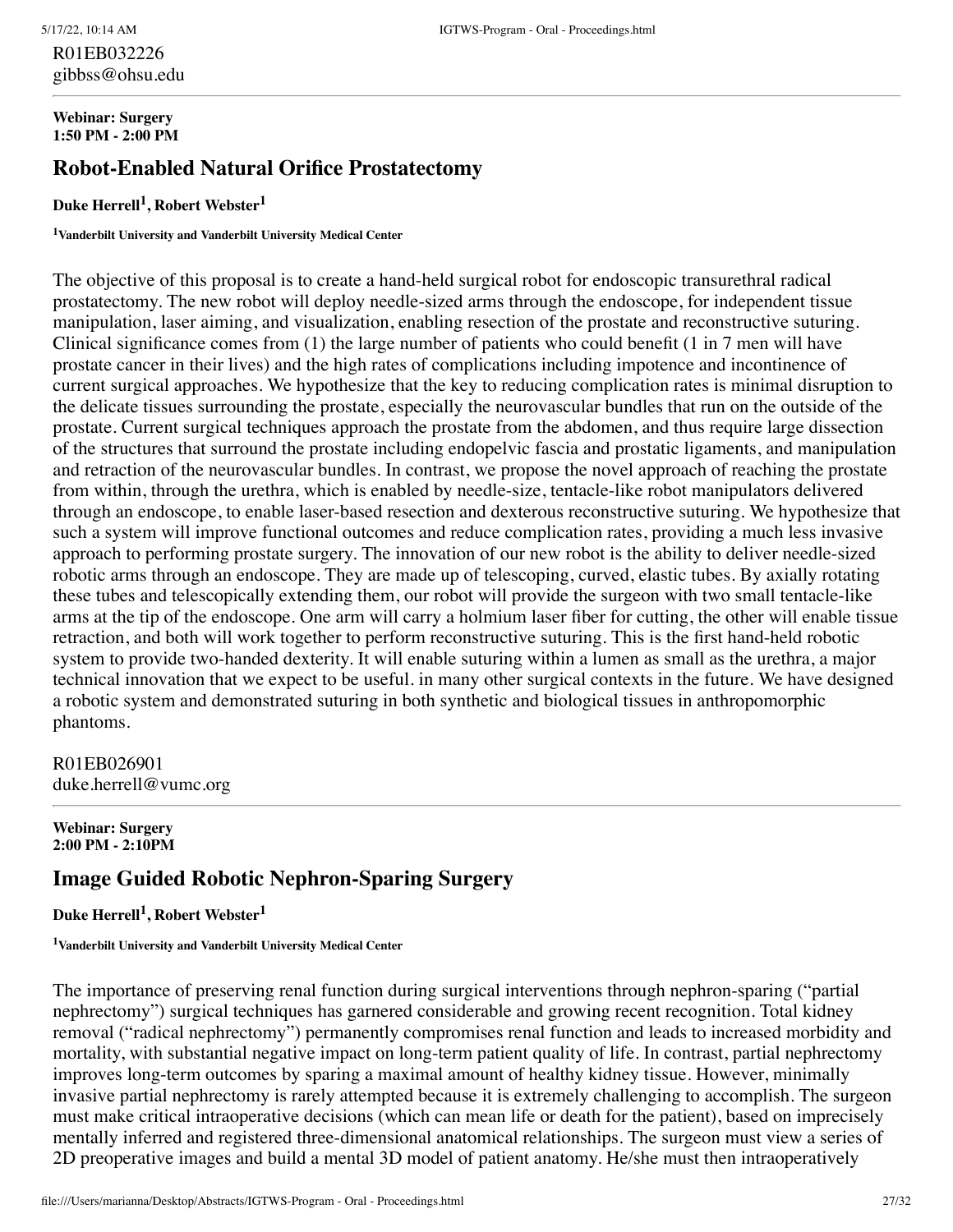R01EB032226
gibbss@ohsu.edu

---

**Webinar: Surgery**
**1:50 PM - 2:00 PM**

## Robot-Enabled Natural Orifice Prostatectomy

**Duke Herrell[1], Robert Webster[1]**

**[1]Vanderbilt University and Vanderbilt University Medical Center**

The objective of this proposal is to create a hand-held surgical robot for endoscopic transurethral radical prostatectomy. The new robot will deploy needle-sized arms through the endoscope, for independent tissue manipulation, laser aiming, and visualization, enabling resection of the prostate and reconstructive suturing. Clinical significance comes from (1) the large number of patients who could benefit (1 in 7 men will have prostate cancer in their lives) and the high rates of complications including impotence and incontinence of current surgical approaches. We hypothesize that the key to reducing complication rates is minimal disruption to the delicate tissues surrounding the prostate, especially the neurovascular bundles that run on the outside of the prostate. Current surgical techniques approach the prostate from the abdomen, and thus require large dissection of the structures that surround the prostate including endopelvic fascia and prostatic ligaments, and manipulation and retraction of the neurovascular bundles. In contrast, we propose the novel approach of reaching the prostate from within, through the urethra, which is enabled by needle-size, tentacle-like robot manipulators delivered through an endoscope, to enable laser-based resection and dexterous reconstructive suturing. We hypothesize that such a system will improve functional outcomes and reduce complication rates, providing a much less invasive approach to performing prostate surgery. The innovation of our new robot is the ability to deliver needle-sized robotic arms through an endoscope. They are made up of telescoping, curved, elastic tubes. By axially rotating these tubes and telescopically extending them, our robot will provide the surgeon with two small tentacle-like arms at the tip of the endoscope. One arm will carry a holmium laser fiber for cutting, the other will enable tissue retraction, and both will work together to perform reconstructive suturing. This is the first hand-held robotic system to provide two-handed dexterity. It will enable suturing within a lumen as small as the urethra, a major technical innovation that we expect to be useful. in many other surgical contexts in the future. We have designed a robotic system and demonstrated suturing in both synthetic and biological tissues in anthropomorphic phantoms.

R01EB026901
duke.herrell@vumc.org

---

**Webinar: Surgery**
**2:00 PM - 2:10PM**

## Image Guided Robotic Nephron-Sparing Surgery

**Duke Herrell[1], Robert Webster[1]**

**[1]Vanderbilt University and Vanderbilt University Medical Center**

The importance of preserving renal function during surgical interventions through nephron-sparing ("partial nephrectomy") surgical techniques has garnered considerable and growing recent recognition. Total kidney removal ("radical nephrectomy") permanently compromises renal function and leads to increased morbidity and mortality, with substantial negative impact on long-term patient quality of life. In contrast, partial nephrectomy improves long-term outcomes by sparing a maximal amount of healthy kidney tissue. However, minimally invasive partial nephrectomy is rarely attempted because it is extremely challenging to accomplish. The surgeon must make critical intraoperative decisions (which can mean life or death for the patient), based on imprecisely mentally inferred and registered three-dimensional anatomical relationships. The surgeon must view a series of 2D preoperative images and build a mental 3D model of patient anatomy. He/she must then intraoperatively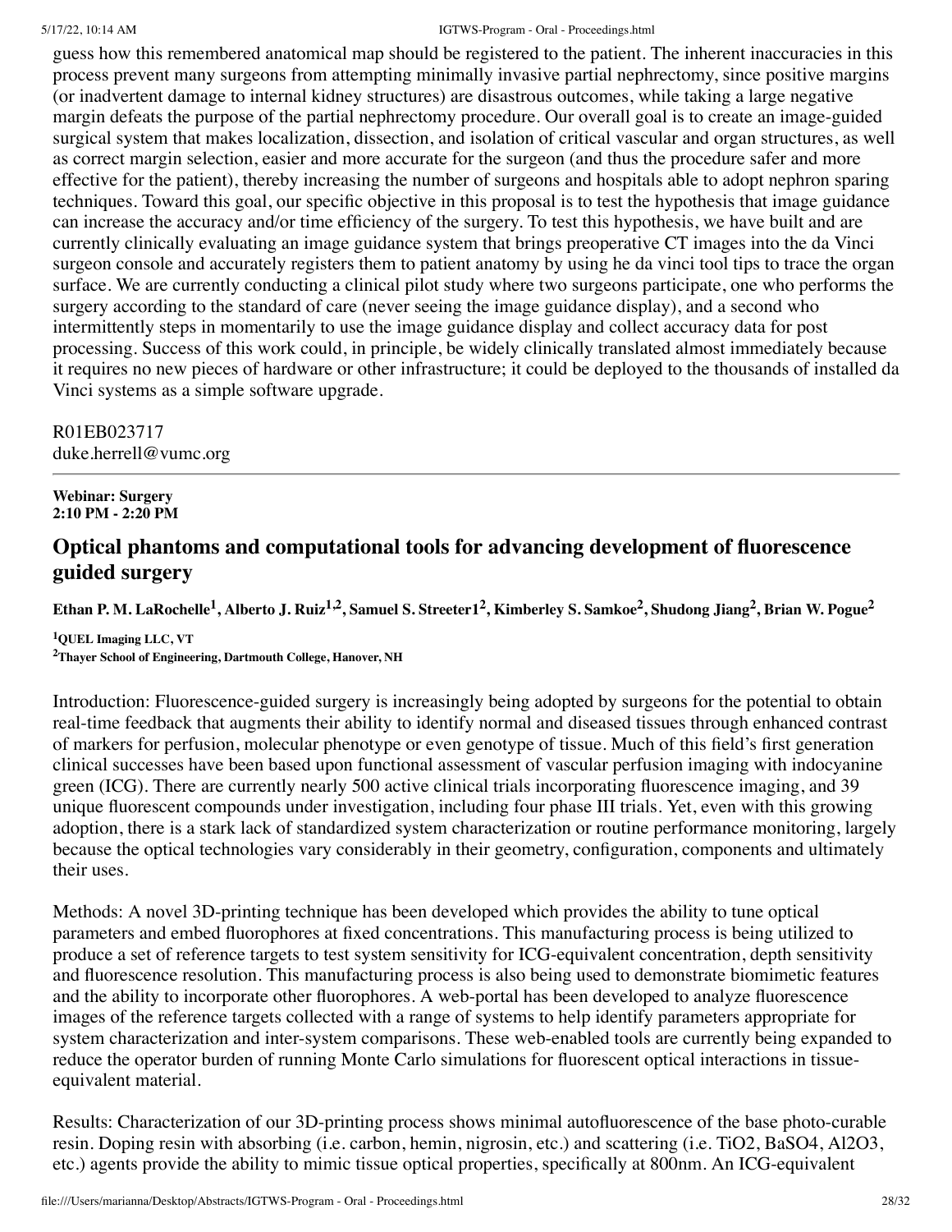guess how this remembered anatomical map should be registered to the patient. The inherent inaccuracies in this process prevent many surgeons from attempting minimally invasive partial nephrectomy, since positive margins (or inadvertent damage to internal kidney structures) are disastrous outcomes, while taking a large negative margin defeats the purpose of the partial nephrectomy procedure. Our overall goal is to create an image-guided surgical system that makes localization, dissection, and isolation of critical vascular and organ structures, as well as correct margin selection, easier and more accurate for the surgeon (and thus the procedure safer and more effective for the patient), thereby increasing the number of surgeons and hospitals able to adopt nephron sparing techniques. Toward this goal, our specific objective in this proposal is to test the hypothesis that image guidance can increase the accuracy and/or time efficiency of the surgery. To test this hypothesis, we have built and are currently clinically evaluating an image guidance system that brings preoperative CT images into the da Vinci surgeon console and accurately registers them to patient anatomy by using he da vinci tool tips to trace the organ surface. We are currently conducting a clinical pilot study where two surgeons participate, one who performs the surgery according to the standard of care (never seeing the image guidance display), and a second who intermittently steps in momentarily to use the image guidance display and collect accuracy data for post processing. Success of this work could, in principle, be widely clinically translated almost immediately because it requires no new pieces of hardware or other infrastructure; it could be deployed to the thousands of installed da Vinci systems as a simple software upgrade.

R01EB023717
duke.herrell@vumc.org

---

**Webinar: Surgery**
**2:10 PM - 2:20 PM**

## Optical phantoms and computational tools for advancing development of fluorescence guided surgery

**Ethan P. M. LaRochelle[1], Alberto J. Ruiz[1,2], Samuel S. Streeter1[2], Kimberley S. Samkoe[2], Shudong Jiang[2], Brian W. Pogue[2]**

**[1]QUEL Imaging LLC, VT**
**[2]Thayer School of Engineering, Dartmouth College, Hanover, NH**

Introduction: Fluorescence-guided surgery is increasingly being adopted by surgeons for the potential to obtain real-time feedback that augments their ability to identify normal and diseased tissues through enhanced contrast of markers for perfusion, molecular phenotype or even genotype of tissue. Much of this field's first generation clinical successes have been based upon functional assessment of vascular perfusion imaging with indocyanine green (ICG). There are currently nearly 500 active clinical trials incorporating fluorescence imaging, and 39 unique fluorescent compounds under investigation, including four phase III trials. Yet, even with this growing adoption, there is a stark lack of standardized system characterization or routine performance monitoring, largely because the optical technologies vary considerably in their geometry, configuration, components and ultimately their uses.

Methods: A novel 3D-printing technique has been developed which provides the ability to tune optical parameters and embed fluorophores at fixed concentrations. This manufacturing process is being utilized to produce a set of reference targets to test system sensitivity for ICG-equivalent concentration, depth sensitivity and fluorescence resolution. This manufacturing process is also being used to demonstrate biomimetic features and the ability to incorporate other fluorophores. A web-portal has been developed to analyze fluorescence images of the reference targets collected with a range of systems to help identify parameters appropriate for system characterization and inter-system comparisons. These web-enabled tools are currently being expanded to reduce the operator burden of running Monte Carlo simulations for fluorescent optical interactions in tissue-equivalent material.

Results: Characterization of our 3D-printing process shows minimal autofluorescence of the base photo-curable resin. Doping resin with absorbing (i.e. carbon, hemin, nigrosin, etc.) and scattering (i.e. $TiO_2$, $BaSO_4$, $Al_2O_3$, etc.) agents provide the ability to mimic tissue optical properties, specifically at 800nm. An ICG-equivalent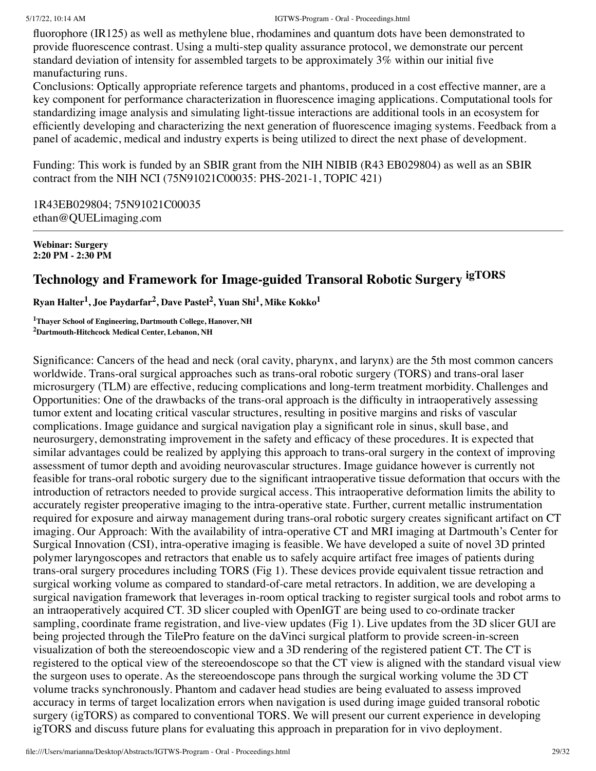fluorophore (IR125) as well as methylene blue, rhodamines and quantum dots have been demonstrated to provide fluorescence contrast. Using a multi-step quality assurance protocol, we demonstrate our percent standard deviation of intensity for assembled targets to be approximately 3% within our initial five manufacturing runs.
Conclusions: Optically appropriate reference targets and phantoms, produced in a cost effective manner, are a key component for performance characterization in fluorescence imaging applications. Computational tools for standardizing image analysis and simulating light-tissue interactions are additional tools in an ecosystem for efficiently developing and characterizing the next generation of fluorescence imaging systems. Feedback from a panel of academic, medical and industry experts is being utilized to direct the next phase of development.

Funding: This work is funded by an SBIR grant from the NIH NIBIB (R43 EB029804) as well as an SBIR contract from the NIH NCI (75N91021C00035: PHS-2021-1, TOPIC 421)

1R43EB029804; 75N91021C00035
ethan@QUELimaging.com

---

**Webinar: Surgery**
**2:20 PM - 2:30 PM**

## Technology and Framework for Image-guided Transoral Robotic Surgery igTORS

**Ryan Halter[1], Joe Paydarfar[2], Dave Pastel[2], Yuan Shi[1], Mike Kokko[1]**

**[1]Thayer School of Engineering, Dartmouth College, Hanover, NH**
**[2]Dartmouth-Hitchcock Medical Center, Lebanon, NH**

Significance: Cancers of the head and neck (oral cavity, pharynx, and larynx) are the 5th most common cancers worldwide. Trans-oral surgical approaches such as trans-oral robotic surgery (TORS) and trans-oral laser microsurgery (TLM) are effective, reducing complications and long-term treatment morbidity. Challenges and Opportunities: One of the drawbacks of the trans-oral approach is the difficulty in intraoperatively assessing tumor extent and locating critical vascular structures, resulting in positive margins and risks of vascular complications. Image guidance and surgical navigation play a significant role in sinus, skull base, and neurosurgery, demonstrating improvement in the safety and efficacy of these procedures. It is expected that similar advantages could be realized by applying this approach to trans-oral surgery in the context of improving assessment of tumor depth and avoiding neurovascular structures. Image guidance however is currently not feasible for trans-oral robotic surgery due to the significant intraoperative tissue deformation that occurs with the introduction of retractors needed to provide surgical access. This intraoperative deformation limits the ability to accurately register preoperative imaging to the intra-operative state. Further, current metallic instrumentation required for exposure and airway management during trans-oral robotic surgery creates significant artifact on CT imaging. Our Approach: With the availability of intra-operative CT and MRI imaging at Dartmouth's Center for Surgical Innovation (CSI), intra-operative imaging is feasible. We have developed a suite of novel 3D printed polymer laryngoscopes and retractors that enable us to safely acquire artifact free images of patients during trans-oral surgery procedures including TORS (Fig 1). These devices provide equivalent tissue retraction and surgical working volume as compared to standard-of-care metal retractors. In addition, we are developing a surgical navigation framework that leverages in-room optical tracking to register surgical tools and robot arms to an intraoperatively acquired CT. 3D slicer coupled with OpenIGT are being used to co-ordinate tracker sampling, coordinate frame registration, and live-view updates (Fig 1). Live updates from the 3D slicer GUI are being projected through the TilePro feature on the daVinci surgical platform to provide screen-in-screen visualization of both the stereoendoscopic view and a 3D rendering of the registered patient CT. The CT is registered to the optical view of the stereoendoscope so that the CT view is aligned with the standard visual view the surgeon uses to operate. As the stereoendoscope pans through the surgical working volume the 3D CT volume tracks synchronously. Phantom and cadaver head studies are being evaluated to assess improved accuracy in terms of target localization errors when navigation is used during image guided transoral robotic surgery (igTORS) as compared to conventional TORS. We will present our current experience in developing igTORS and discuss future plans for evaluating this approach in preparation for in vivo deployment.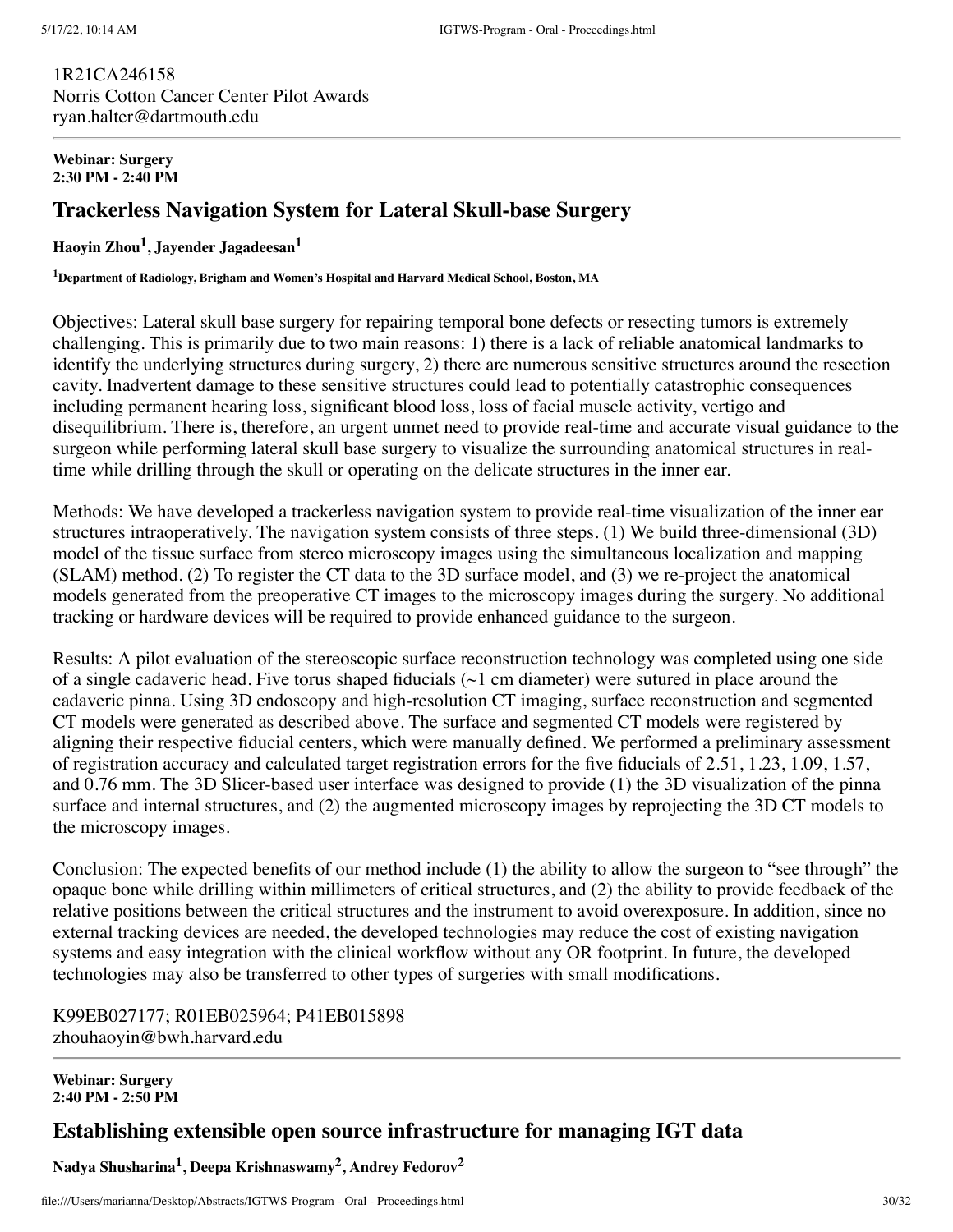1R21CA246158
Norris Cotton Cancer Center Pilot Awards
ryan.halter@dartmouth.edu

---

**Webinar: Surgery**
**2:30 PM - 2:40 PM**

## Trackerless Navigation System for Lateral Skull-base Surgery

**Haoyin Zhou[1], Jayender Jagadeesan[1]**

**[1]Department of Radiology, Brigham and Women's Hospital and Harvard Medical School, Boston, MA**

Objectives: Lateral skull base surgery for repairing temporal bone defects or resecting tumors is extremely challenging. This is primarily due to two main reasons: 1) there is a lack of reliable anatomical landmarks to identify the underlying structures during surgery, 2) there are numerous sensitive structures around the resection cavity. Inadvertent damage to these sensitive structures could lead to potentially catastrophic consequences including permanent hearing loss, significant blood loss, loss of facial muscle activity, vertigo and disequilibrium. There is, therefore, an urgent unmet need to provide real-time and accurate visual guidance to the surgeon while performing lateral skull base surgery to visualize the surrounding anatomical structures in real-time while drilling through the skull or operating on the delicate structures in the inner ear.

Methods: We have developed a trackerless navigation system to provide real-time visualization of the inner ear structures intraoperatively. The navigation system consists of three steps. (1) We build three-dimensional (3D) model of the tissue surface from stereo microscopy images using the simultaneous localization and mapping (SLAM) method. (2) To register the CT data to the 3D surface model, and (3) we re-project the anatomical models generated from the preoperative CT images to the microscopy images during the surgery. No additional tracking or hardware devices will be required to provide enhanced guidance to the surgeon.

Results: A pilot evaluation of the stereoscopic surface reconstruction technology was completed using one side of a single cadaveric head. Five torus shaped fiducials (~1 cm diameter) were sutured in place around the cadaveric pinna. Using 3D endoscopy and high-resolution CT imaging, surface reconstruction and segmented CT models were generated as described above. The surface and segmented CT models were registered by aligning their respective fiducial centers, which were manually defined. We performed a preliminary assessment of registration accuracy and calculated target registration errors for the five fiducials of 2.51, 1.23, 1.09, 1.57, and 0.76 mm. The 3D Slicer-based user interface was designed to provide (1) the 3D visualization of the pinna surface and internal structures, and (2) the augmented microscopy images by reprojecting the 3D CT models to the microscopy images.

Conclusion: The expected benefits of our method include (1) the ability to allow the surgeon to "see through" the opaque bone while drilling within millimeters of critical structures, and (2) the ability to provide feedback of the relative positions between the critical structures and the instrument to avoid overexposure. In addition, since no external tracking devices are needed, the developed technologies may reduce the cost of existing navigation systems and easy integration with the clinical workflow without any OR footprint. In future, the developed technologies may also be transferred to other types of surgeries with small modifications.

K99EB027177; R01EB025964; P41EB015898
zhouhaoyin@bwh.harvard.edu

---

**Webinar: Surgery**
**2:40 PM - 2:50 PM**

## Establishing extensible open source infrastructure for managing IGT data

**Nadya Shusharina[1], Deepa Krishnaswamy[2], Andrey Fedorov[2]**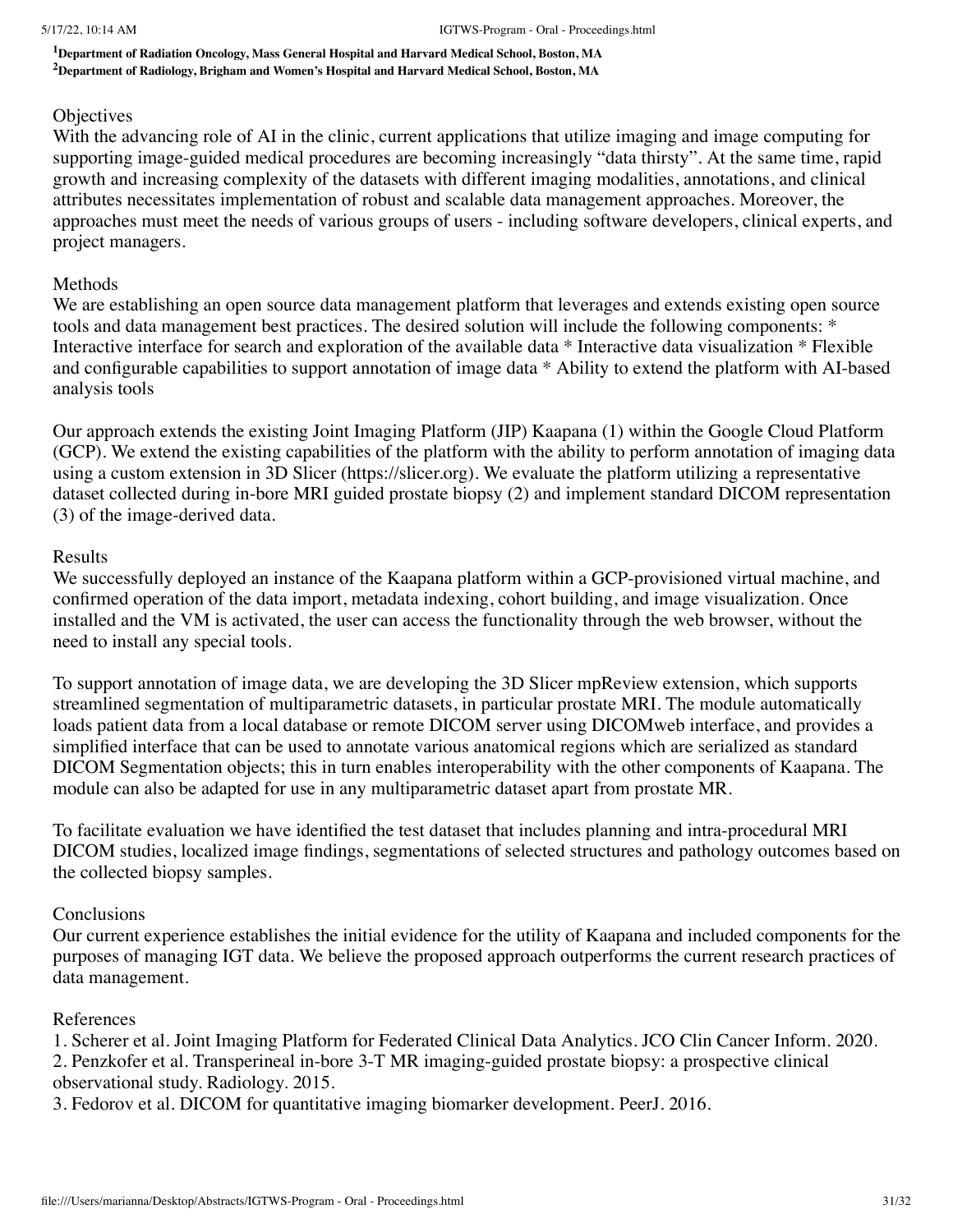[1]Department of Radiation Oncology, Mass General Hospital and Harvard Medical School, Boston, MA
[2]Department of Radiology, Brigham and Women's Hospital and Harvard Medical School, Boston, MA

Objectives
With the advancing role of AI in the clinic, current applications that utilize imaging and image computing for supporting image-guided medical procedures are becoming increasingly "data thirsty". At the same time, rapid growth and increasing complexity of the datasets with different imaging modalities, annotations, and clinical attributes necessitates implementation of robust and scalable data management approaches. Moreover, the approaches must meet the needs of various groups of users - including software developers, clinical experts, and project managers.

Methods
We are establishing an open source data management platform that leverages and extends existing open source tools and data management best practices. The desired solution will include the following components: * Interactive interface for search and exploration of the available data * Interactive data visualization * Flexible and configurable capabilities to support annotation of image data * Ability to extend the platform with AI-based analysis tools

Our approach extends the existing Joint Imaging Platform (JIP) Kaapana (1) within the Google Cloud Platform (GCP). We extend the existing capabilities of the platform with the ability to perform annotation of imaging data using a custom extension in 3D Slicer (https://slicer.org). We evaluate the platform utilizing a representative dataset collected during in-bore MRI guided prostate biopsy (2) and implement standard DICOM representation (3) of the image-derived data.

Results
We successfully deployed an instance of the Kaapana platform within a GCP-provisioned virtual machine, and confirmed operation of the data import, metadata indexing, cohort building, and image visualization. Once installed and the VM is activated, the user can access the functionality through the web browser, without the need to install any special tools.

To support annotation of image data, we are developing the 3D Slicer mpReview extension, which supports streamlined segmentation of multiparametric datasets, in particular prostate MRI. The module automatically loads patient data from a local database or remote DICOM server using DICOMweb interface, and provides a simplified interface that can be used to annotate various anatomical regions which are serialized as standard DICOM Segmentation objects; this in turn enables interoperability with the other components of Kaapana. The module can also be adapted for use in any multiparametric dataset apart from prostate MR.

To facilitate evaluation we have identified the test dataset that includes planning and intra-procedural MRI DICOM studies, localized image findings, segmentations of selected structures and pathology outcomes based on the collected biopsy samples.

Conclusions
Our current experience establishes the initial evidence for the utility of Kaapana and included components for the purposes of managing IGT data. We believe the proposed approach outperforms the current research practices of data management.

References
1. Scherer et al. Joint Imaging Platform for Federated Clinical Data Analytics. JCO Clin Cancer Inform. 2020.
2. Penzkofer et al. Transperineal in-bore 3-T MR imaging-guided prostate biopsy: a prospective clinical observational study. Radiology. 2015.
3. Fedorov et al. DICOM for quantitative imaging biomarker development. PeerJ. 2016.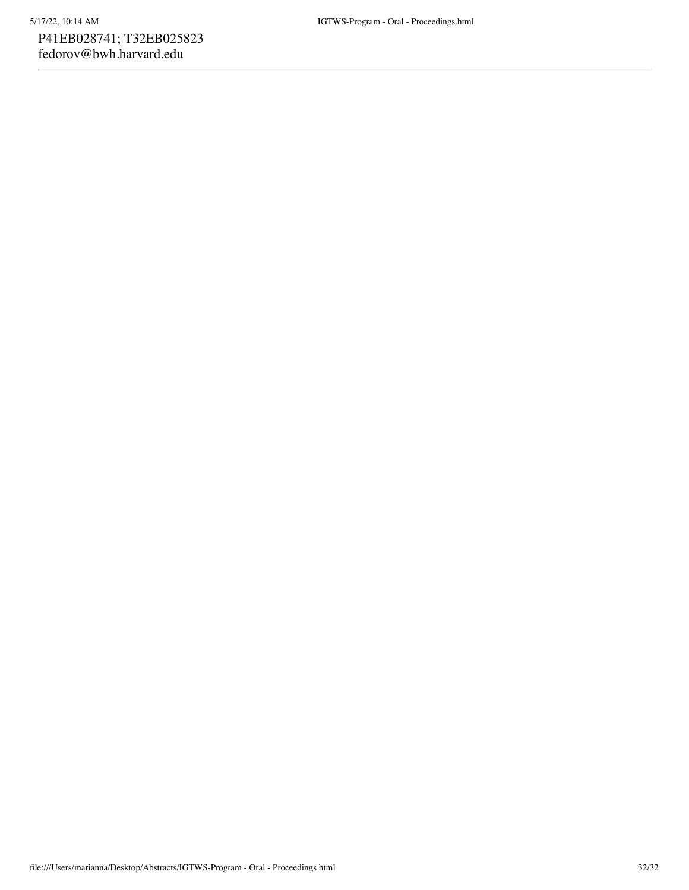P41EB028741; T32EB025823
fedorov@bwh.harvard.edu

---